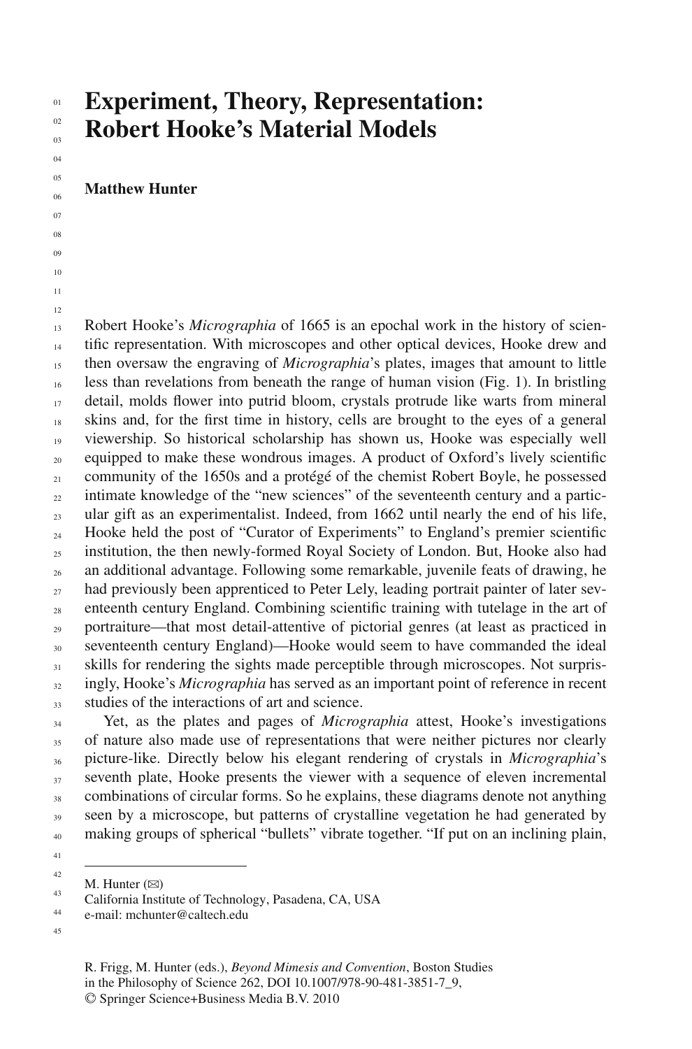# Experiment, Theory, Representation: Robert Hooke's Material Models

**Matthew Hunter**

Robert Hooke's *Micrographia* of 1665 is an epochal work in the history of scientific representation. With microscopes and other optical devices, Hooke drew and then oversaw the engraving of *Micrographia*'s plates, images that amount to little less than revelations from beneath the range of human vision (Fig. 1). In bristling detail, molds flower into putrid bloom, crystals protrude like warts from mineral skins and, for the first time in history, cells are brought to the eyes of a general viewership. So historical scholarship has shown us, Hooke was especially well equipped to make these wondrous images. A product of Oxford's lively scientific community of the 1650s and a protégé of the chemist Robert Boyle, he possessed intimate knowledge of the "new sciences" of the seventeenth century and a particular gift as an experimentalist. Indeed, from 1662 until nearly the end of his life, Hooke held the post of "Curator of Experiments" to England's premier scientific institution, the then newly-formed Royal Society of London. But, Hooke also had an additional advantage. Following some remarkable, juvenile feats of drawing, he had previously been apprenticed to Peter Lely, leading portrait painter of later seventeenth century England. Combining scientific training with tutelage in the art of portraiture—that most detail-attentive of pictorial genres (at least as practiced in seventeenth century England)—Hooke would seem to have commanded the ideal skills for rendering the sights made perceptible through microscopes. Not surprisingly, Hooke's *Micrographia* has served as an important point of reference in recent studies of the interactions of art and science.

Yet, as the plates and pages of *Micrographia* attest, Hooke's investigations of nature also made use of representations that were neither pictures nor clearly picture-like. Directly below his elegant rendering of crystals in *Micrographia*'s seventh plate, Hooke presents the viewer with a sequence of eleven incremental combinations of circular forms. So he explains, these diagrams denote not anything seen by a microscope, but patterns of crystalline vegetation he had generated by making groups of spherical "bullets" vibrate together. "If put on an inclining plain,

M. Hunter (✉)
California Institute of Technology, Pasadena, CA, USA
e-mail: mchunter@caltech.edu

R. Frigg, M. Hunter (eds.), *Beyond Mimesis and Convention*, Boston Studies in the Philosophy of Science 262, DOI 10.1007/978-90-481-3851-7_9,
© Springer Science+Business Media B.V. 2010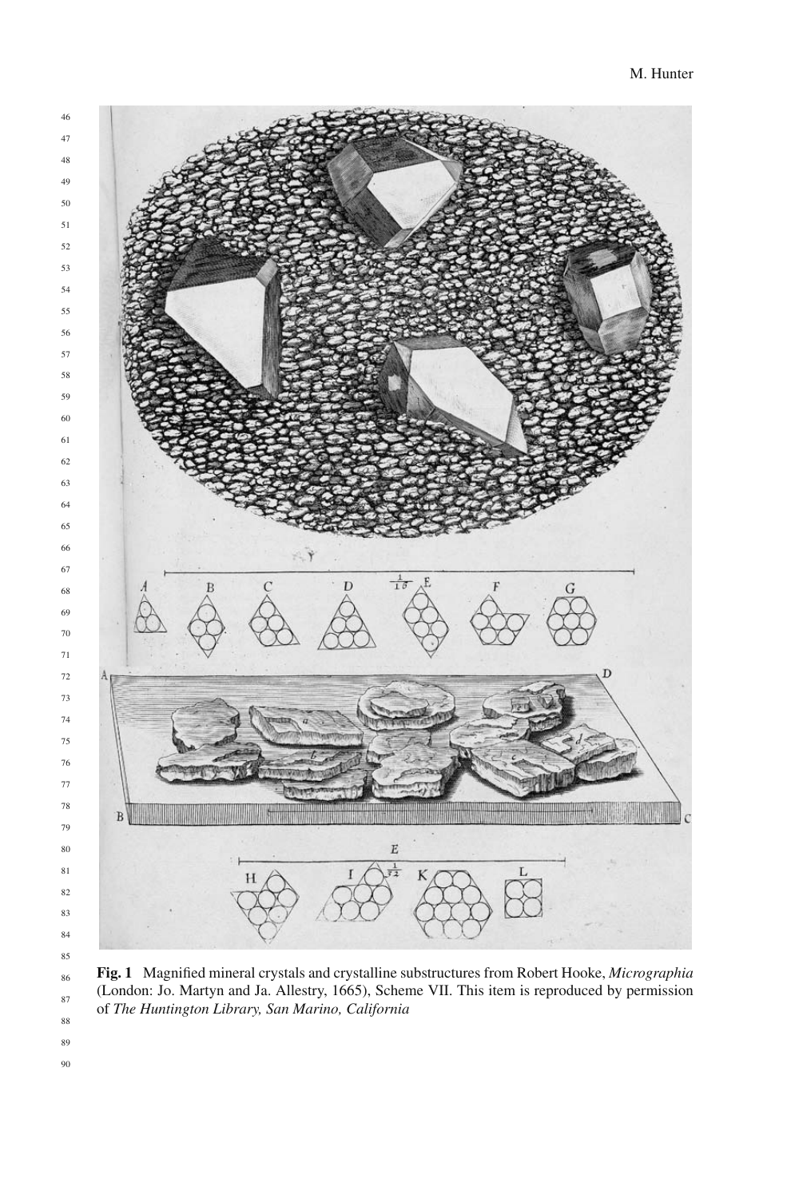**Fig. 1** Magnified mineral crystals and crystalline substructures from Robert Hooke, *Micrographia* (London: Jo. Martyn and Ja. Allestry, 1665), Scheme VII. This item is reproduced by permission of *The Huntington Library, San Marino, California*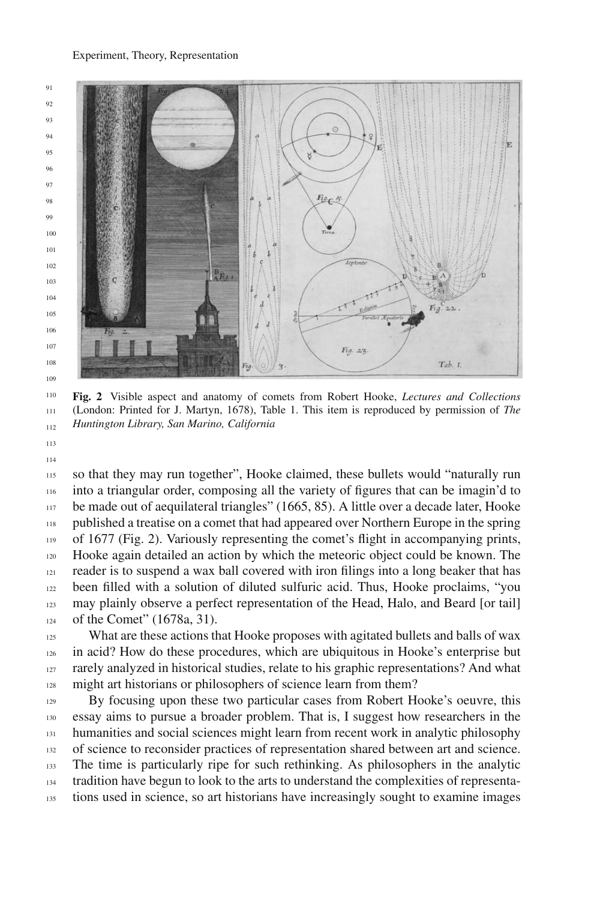**Fig. 2** Visible aspect and anatomy of comets from Robert Hooke, *Lectures and Collections* (London: Printed for J. Martyn, 1678), Table 1. This item is reproduced by permission of *The Huntington Library, San Marino, California*

so that they may run together", Hooke claimed, these bullets would "naturally run into a triangular order, composing all the variety of figures that can be imagin'd to be made out of aequilateral triangles" (1665, 85). A little over a decade later, Hooke published a treatise on a comet that had appeared over Northern Europe in the spring of 1677 (Fig. 2). Variously representing the comet's flight in accompanying prints, Hooke again detailed an action by which the meteoric object could be known. The reader is to suspend a wax ball covered with iron filings into a long beaker that has been filled with a solution of diluted sulfuric acid. Thus, Hooke proclaims, "you may plainly observe a perfect representation of the Head, Halo, and Beard [or tail] of the Comet" (1678a, 31).

What are these actions that Hooke proposes with agitated bullets and balls of wax in acid? How do these procedures, which are ubiquitous in Hooke's enterprise but rarely analyzed in historical studies, relate to his graphic representations? And what might art historians or philosophers of science learn from them?

By focusing upon these two particular cases from Robert Hooke's oeuvre, this essay aims to pursue a broader problem. That is, I suggest how researchers in the humanities and social sciences might learn from recent work in analytic philosophy of science to reconsider practices of representation shared between art and science. The time is particularly ripe for such rethinking. As philosophers in the analytic tradition have begun to look to the arts to understand the complexities of representations used in science, so art historians have increasingly sought to examine images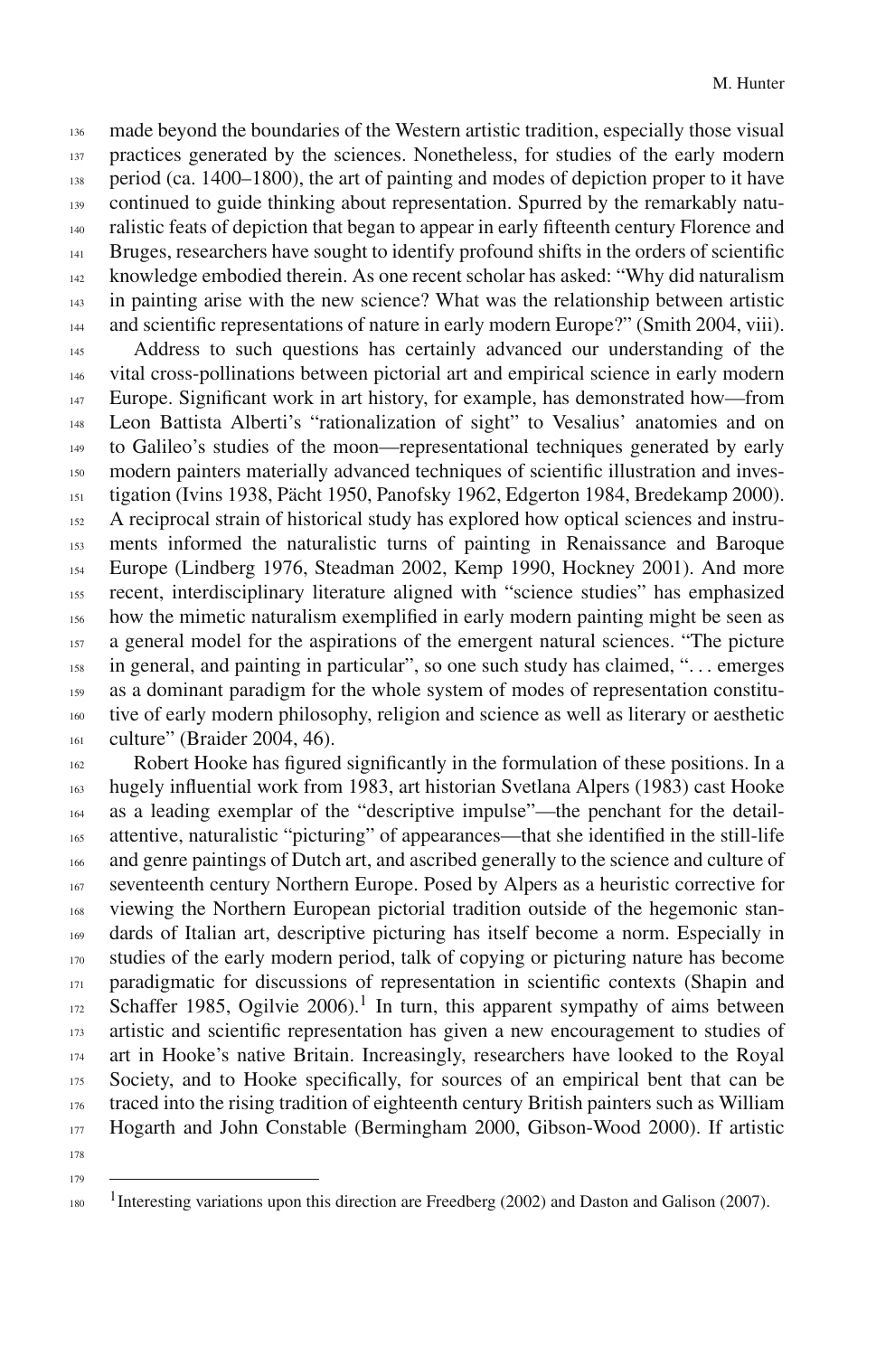made beyond the boundaries of the Western artistic tradition, especially those visual practices generated by the sciences. Nonetheless, for studies of the early modern period (ca. 1400–1800), the art of painting and modes of depiction proper to it have continued to guide thinking about representation. Spurred by the remarkably naturalistic feats of depiction that began to appear in early fifteenth century Florence and Bruges, researchers have sought to identify profound shifts in the orders of scientific knowledge embodied therein. As one recent scholar has asked: "Why did naturalism in painting arise with the new science? What was the relationship between artistic and scientific representations of nature in early modern Europe?" (Smith 2004, viii).

Address to such questions has certainly advanced our understanding of the vital cross-pollinations between pictorial art and empirical science in early modern Europe. Significant work in art history, for example, has demonstrated how—from Leon Battista Alberti's "rationalization of sight" to Vesalius' anatomies and on to Galileo's studies of the moon—representational techniques generated by early modern painters materially advanced techniques of scientific illustration and investigation (Ivins 1938, Pächt 1950, Panofsky 1962, Edgerton 1984, Bredekamp 2000). A reciprocal strain of historical study has explored how optical sciences and instruments informed the naturalistic turns of painting in Renaissance and Baroque Europe (Lindberg 1976, Steadman 2002, Kemp 1990, Hockney 2001). And more recent, interdisciplinary literature aligned with "science studies" has emphasized how the mimetic naturalism exemplified in early modern painting might be seen as a general model for the aspirations of the emergent natural sciences. "The picture in general, and painting in particular", so one such study has claimed, ". . . emerges as a dominant paradigm for the whole system of modes of representation constitutive of early modern philosophy, religion and science as well as literary or aesthetic culture" (Braider 2004, 46).

Robert Hooke has figured significantly in the formulation of these positions. In a hugely influential work from 1983, art historian Svetlana Alpers (1983) cast Hooke as a leading exemplar of the "descriptive impulse"—the penchant for the detail-attentive, naturalistic "picturing" of appearances—that she identified in the still-life and genre paintings of Dutch art, and ascribed generally to the science and culture of seventeenth century Northern Europe. Posed by Alpers as a heuristic corrective for viewing the Northern European pictorial tradition outside of the hegemonic standards of Italian art, descriptive picturing has itself become a norm. Especially in studies of the early modern period, talk of copying or picturing nature has become paradigmatic for discussions of representation in scientific contexts (Shapin and Schaffer 1985, Ogilvie 2006).[1] In turn, this apparent sympathy of aims between artistic and scientific representation has given a new encouragement to studies of art in Hooke's native Britain. Increasingly, researchers have looked to the Royal Society, and to Hooke specifically, for sources of an empirical bent that can be traced into the rising tradition of eighteenth century British painters such as William Hogarth and John Constable (Bermingham 2000, Gibson-Wood 2000). If artistic

[1] Interesting variations upon this direction are Freedberg (2002) and Daston and Galison (2007).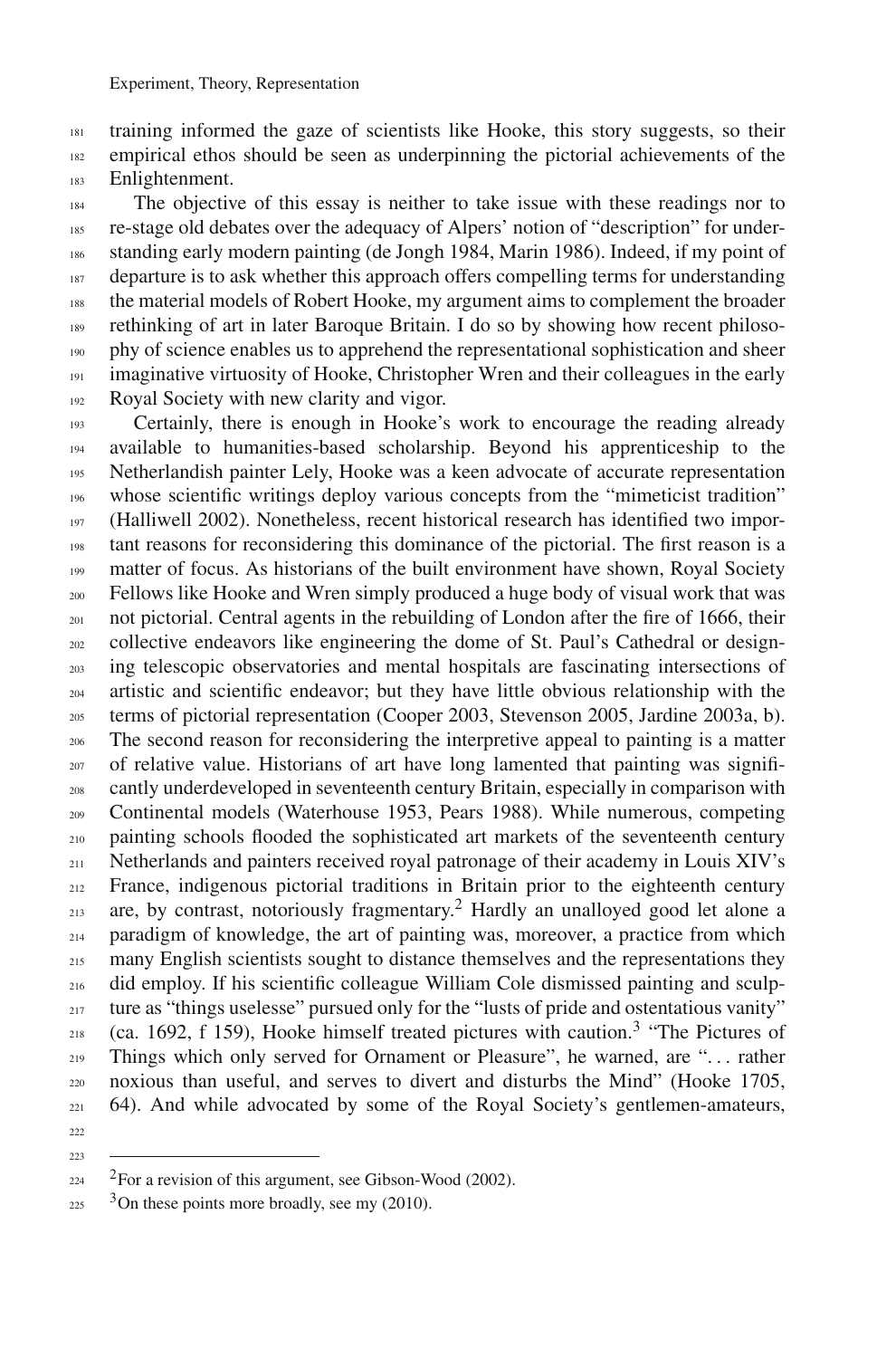training informed the gaze of scientists like Hooke, this story suggests, so their empirical ethos should be seen as underpinning the pictorial achievements of the Enlightenment.

The objective of this essay is neither to take issue with these readings nor to re-stage old debates over the adequacy of Alpers' notion of "description" for understanding early modern painting (de Jongh 1984, Marin 1986). Indeed, if my point of departure is to ask whether this approach offers compelling terms for understanding the material models of Robert Hooke, my argument aims to complement the broader rethinking of art in later Baroque Britain. I do so by showing how recent philosophy of science enables us to apprehend the representational sophistication and sheer imaginative virtuosity of Hooke, Christopher Wren and their colleagues in the early Royal Society with new clarity and vigor.

Certainly, there is enough in Hooke's work to encourage the reading already available to humanities-based scholarship. Beyond his apprenticeship to the Netherlandish painter Lely, Hooke was a keen advocate of accurate representation whose scientific writings deploy various concepts from the "mimeticist tradition" (Halliwell 2002). Nonetheless, recent historical research has identified two important reasons for reconsidering this dominance of the pictorial. The first reason is a matter of focus. As historians of the built environment have shown, Royal Society Fellows like Hooke and Wren simply produced a huge body of visual work that was not pictorial. Central agents in the rebuilding of London after the fire of 1666, their collective endeavors like engineering the dome of St. Paul's Cathedral or designing telescopic observatories and mental hospitals are fascinating intersections of artistic and scientific endeavor; but they have little obvious relationship with the terms of pictorial representation (Cooper 2003, Stevenson 2005, Jardine 2003a, b). The second reason for reconsidering the interpretive appeal to painting is a matter of relative value. Historians of art have long lamented that painting was significantly underdeveloped in seventeenth century Britain, especially in comparison with Continental models (Waterhouse 1953, Pears 1988). While numerous, competing painting schools flooded the sophisticated art markets of the seventeenth century Netherlands and painters received royal patronage of their academy in Louis XIV's France, indigenous pictorial traditions in Britain prior to the eighteenth century are, by contrast, notoriously fragmentary.[2] Hardly an unalloyed good let alone a paradigm of knowledge, the art of painting was, moreover, a practice from which many English scientists sought to distance themselves and the representations they did employ. If his scientific colleague William Cole dismissed painting and sculpture as "things uselesse" pursued only for the "lusts of pride and ostentatious vanity" (ca. 1692, f 159), Hooke himself treated pictures with caution.[3] "The Pictures of Things which only served for Ornament or Pleasure", he warned, are "... rather noxious than useful, and serves to divert and disturbs the Mind" (Hooke 1705, 64). And while advocated by some of the Royal Society's gentlemen-amateurs,

---

[2] For a revision of this argument, see Gibson-Wood (2002).

[3] On these points more broadly, see my (2010).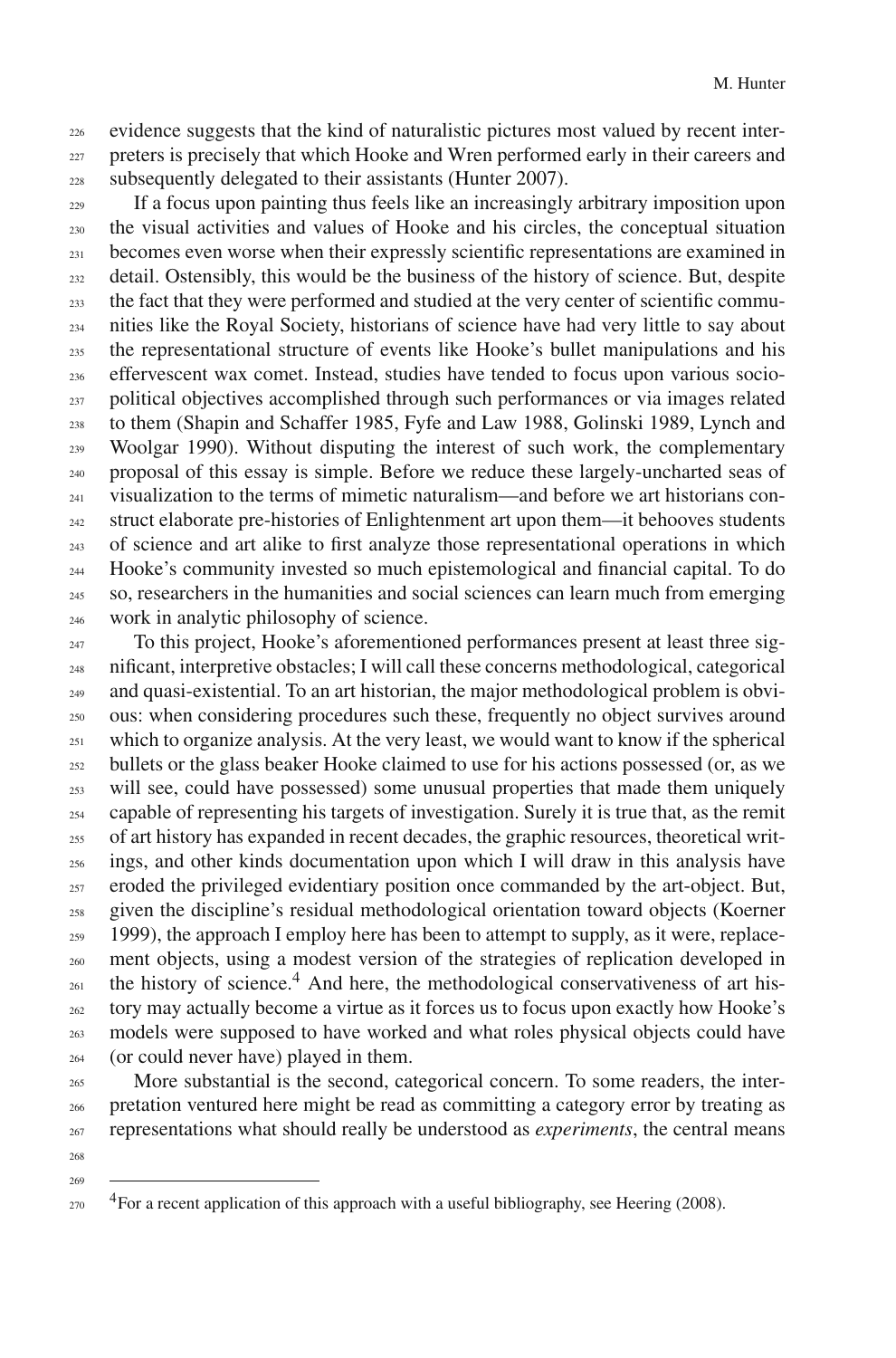evidence suggests that the kind of naturalistic pictures most valued by recent interpreters is precisely that which Hooke and Wren performed early in their careers and subsequently delegated to their assistants (Hunter 2007).

If a focus upon painting thus feels like an increasingly arbitrary imposition upon the visual activities and values of Hooke and his circles, the conceptual situation becomes even worse when their expressly scientific representations are examined in detail. Ostensibly, this would be the business of the history of science. But, despite the fact that they were performed and studied at the very center of scientific communities like the Royal Society, historians of science have had very little to say about the representational structure of events like Hooke's bullet manipulations and his effervescent wax comet. Instead, studies have tended to focus upon various socio-political objectives accomplished through such performances or via images related to them (Shapin and Schaffer 1985, Fyfe and Law 1988, Golinski 1989, Lynch and Woolgar 1990). Without disputing the interest of such work, the complementary proposal of this essay is simple. Before we reduce these largely-uncharted seas of visualization to the terms of mimetic naturalism—and before we art historians construct elaborate pre-histories of Enlightenment art upon them—it behooves students of science and art alike to first analyze those representational operations in which Hooke's community invested so much epistemological and financial capital. To do so, researchers in the humanities and social sciences can learn much from emerging work in analytic philosophy of science.

To this project, Hooke's aforementioned performances present at least three significant, interpretive obstacles; I will call these concerns methodological, categorical and quasi-existential. To an art historian, the major methodological problem is obvious: when considering procedures such these, frequently no object survives around which to organize analysis. At the very least, we would want to know if the spherical bullets or the glass beaker Hooke claimed to use for his actions possessed (or, as we will see, could have possessed) some unusual properties that made them uniquely capable of representing his targets of investigation. Surely it is true that, as the remit of art history has expanded in recent decades, the graphic resources, theoretical writings, and other kinds documentation upon which I will draw in this analysis have eroded the privileged evidentiary position once commanded by the art-object. But, given the discipline's residual methodological orientation toward objects (Koerner 1999), the approach I employ here has been to attempt to supply, as it were, replacement objects, using a modest version of the strategies of replication developed in the history of science.[4] And here, the methodological conservativeness of art history may actually become a virtue as it forces us to focus upon exactly how Hooke's models were supposed to have worked and what roles physical objects could have (or could never have) played in them.

More substantial is the second, categorical concern. To some readers, the interpretation ventured here might be read as committing a category error by treating as representations what should really be understood as *experiments*, the central means

---

[4]For a recent application of this approach with a useful bibliography, see Heering (2008).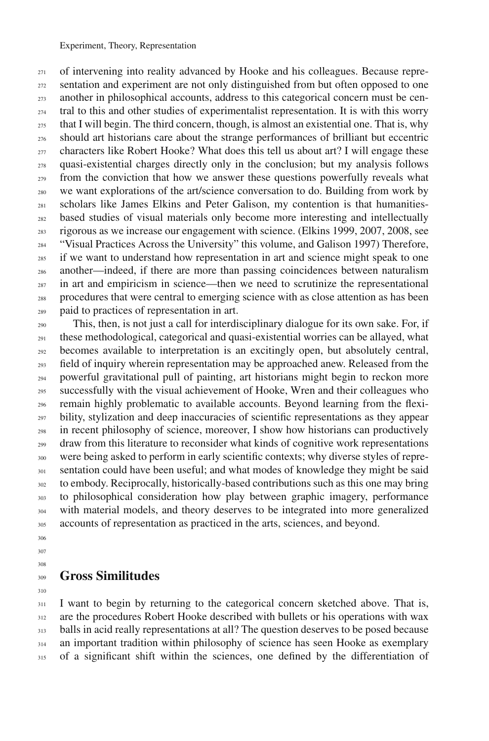of intervening into reality advanced by Hooke and his colleagues. Because representation and experiment are not only distinguished from but often opposed to one another in philosophical accounts, address to this categorical concern must be central to this and other studies of experimentalist representation. It is with this worry that I will begin. The third concern, though, is almost an existential one. That is, why should art historians care about the strange performances of brilliant but eccentric characters like Robert Hooke? What does this tell us about art? I will engage these quasi-existential charges directly only in the conclusion; but my analysis follows from the conviction that how we answer these questions powerfully reveals what we want explorations of the art/science conversation to do. Building from work by scholars like James Elkins and Peter Galison, my contention is that humanities-based studies of visual materials only become more interesting and intellectually rigorous as we increase our engagement with science. (Elkins 1999, 2007, 2008, see "Visual Practices Across the University" this volume, and Galison 1997) Therefore, if we want to understand how representation in art and science might speak to one another—indeed, if there are more than passing coincidences between naturalism in art and empiricism in science—then we need to scrutinize the representational procedures that were central to emerging science with as close attention as has been paid to practices of representation in art.

This, then, is not just a call for interdisciplinary dialogue for its own sake. For, if these methodological, categorical and quasi-existential worries can be allayed, what becomes available to interpretation is an excitingly open, but absolutely central, field of inquiry wherein representation may be approached anew. Released from the powerful gravitational pull of painting, art historians might begin to reckon more successfully with the visual achievement of Hooke, Wren and their colleagues who remain highly problematic to available accounts. Beyond learning from the flexibility, stylization and deep inaccuracies of scientific representations as they appear in recent philosophy of science, moreover, I show how historians can productively draw from this literature to reconsider what kinds of cognitive work representations were being asked to perform in early scientific contexts; why diverse styles of representation could have been useful; and what modes of knowledge they might be said to embody. Reciprocally, historically-based contributions such as this one may bring to philosophical consideration how play between graphic imagery, performance with material models, and theory deserves to be integrated into more generalized accounts of representation as practiced in the arts, sciences, and beyond.

## Gross Similitudes

I want to begin by returning to the categorical concern sketched above. That is, are the procedures Robert Hooke described with bullets or his operations with wax balls in acid really representations at all? The question deserves to be posed because an important tradition within philosophy of science has seen Hooke as exemplary of a significant shift within the sciences, one defined by the differentiation of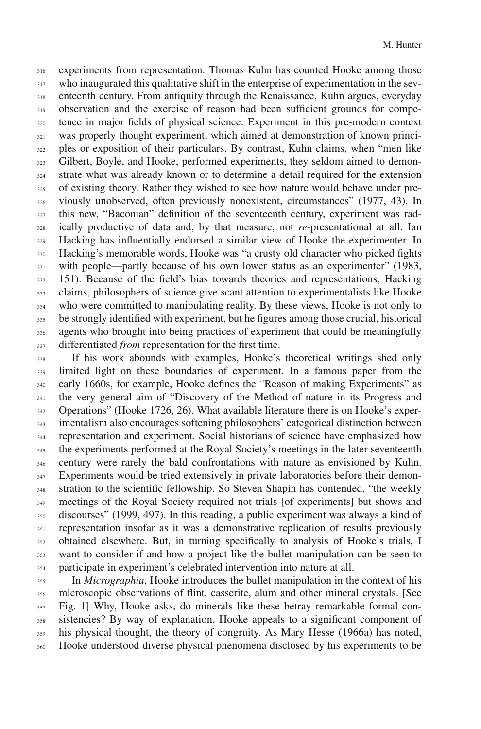experiments from representation. Thomas Kuhn has counted Hooke among those who inaugurated this qualitative shift in the enterprise of experimentation in the seventeenth century. From antiquity through the Renaissance, Kuhn argues, everyday observation and the exercise of reason had been sufficient grounds for competence in major fields of physical science. Experiment in this pre-modern context was properly thought experiment, which aimed at demonstration of known principles or exposition of their particulars. By contrast, Kuhn claims, when "men like Gilbert, Boyle, and Hooke, performed experiments, they seldom aimed to demonstrate what was already known or to determine a detail required for the extension of existing theory. Rather they wished to see how nature would behave under previously unobserved, often previously nonexistent, circumstances" (1977, 43). In this new, "Baconian" definition of the seventeenth century, experiment was radically productive of data and, by that measure, not *re*-presentational at all. Ian Hacking has influentially endorsed a similar view of Hooke the experimenter. In Hacking's memorable words, Hooke was "a crusty old character who picked fights with people—partly because of his own lower status as an experimenter" (1983, 151). Because of the field's bias towards theories and representations, Hacking claims, philosophers of science give scant attention to experimentalists like Hooke who were committed to manipulating reality. By these views, Hooke is not only to be strongly identified with experiment, but he figures among those crucial, historical agents who brought into being practices of experiment that could be meaningfully differentiated *from* representation for the first time.

If his work abounds with examples, Hooke's theoretical writings shed only limited light on these boundaries of experiment. In a famous paper from the early 1660s, for example, Hooke defines the "Reason of making Experiments" as the very general aim of "Discovery of the Method of nature in its Progress and Operations" (Hooke 1726, 26). What available literature there is on Hooke's experimentalism also encourages softening philosophers' categorical distinction between representation and experiment. Social historians of science have emphasized how the experiments performed at the Royal Society's meetings in the later seventeenth century were rarely the bald confrontations with nature as envisioned by Kuhn. Experiments would be tried extensively in private laboratories before their demonstration to the scientific fellowship. So Steven Shapin has contended, "the weekly meetings of the Royal Society required not trials [of experiments] but shows and discourses" (1999, 497). In this reading, a public experiment was always a kind of representation insofar as it was a demonstrative replication of results previously obtained elsewhere. But, in turning specifically to analysis of Hooke's trials, I want to consider if and how a project like the bullet manipulation can be seen to participate in experiment's celebrated intervention into nature at all.

In *Micrographia*, Hooke introduces the bullet manipulation in the context of his microscopic observations of flint, casserite, alum and other mineral crystals. [See Fig. 1] Why, Hooke asks, do minerals like these betray remarkable formal consistencies? By way of explanation, Hooke appeals to a significant component of his physical thought, the theory of congruity. As Mary Hesse (1966a) has noted, Hooke understood diverse physical phenomena disclosed by his experiments to be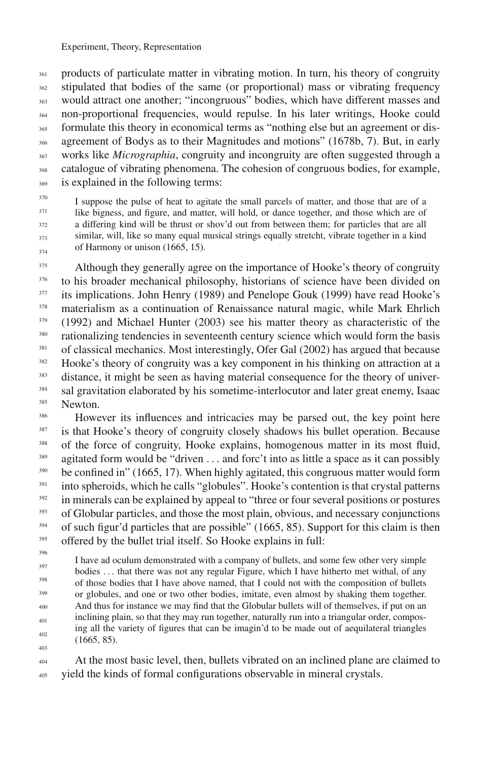products of particulate matter in vibrating motion. In turn, his theory of congruity stipulated that bodies of the same (or proportional) mass or vibrating frequency would attract one another; "incongruous" bodies, which have different masses and non-proportional frequencies, would repulse. In his later writings, Hooke could formulate this theory in economical terms as "nothing else but an agreement or disagreement of Bodys as to their Magnitudes and motions" (1678b, 7). But, in early works like *Micrographia*, congruity and incongruity are often suggested through a catalogue of vibrating phenomena. The cohesion of congruous bodies, for example, is explained in the following terms:

> I suppose the pulse of heat to agitate the small parcels of matter, and those that are of a like bigness, and figure, and matter, will hold, or dance together, and those which are of a differing kind will be thrust or shov'd out from between them; for particles that are all similar, will, like so many equal musical strings equally stretcht, vibrate together in a kind of Harmony or unison (1665, 15).

Although they generally agree on the importance of Hooke's theory of congruity to his broader mechanical philosophy, historians of science have been divided on its implications. John Henry (1989) and Penelope Gouk (1999) have read Hooke's materialism as a continuation of Renaissance natural magic, while Mark Ehrlich (1992) and Michael Hunter (2003) see his matter theory as characteristic of the rationalizing tendencies in seventeenth century science which would form the basis of classical mechanics. Most interestingly, Ofer Gal (2002) has argued that because Hooke's theory of congruity was a key component in his thinking on attraction at a distance, it might be seen as having material consequence for the theory of universal gravitation elaborated by his sometime-interlocutor and later great enemy, Isaac Newton.

However its influences and intricacies may be parsed out, the key point here is that Hooke's theory of congruity closely shadows his bullet operation. Because of the force of congruity, Hooke explains, homogenous matter in its most fluid, agitated form would be "driven . . . and forc't into as little a space as it can possibly be confined in" (1665, 17). When highly agitated, this congruous matter would form into spheroids, which he calls "globules". Hooke's contention is that crystal patterns in minerals can be explained by appeal to "three or four several positions or postures of Globular particles, and those the most plain, obvious, and necessary conjunctions of such figur'd particles that are possible" (1665, 85). Support for this claim is then offered by the bullet trial itself. So Hooke explains in full:

> I have ad oculum demonstrated with a company of bullets, and some few other very simple bodies . . . that there was not any regular Figure, which I have hitherto met withal, of any of those bodies that I have above named, that I could not with the composition of bullets or globules, and one or two other bodies, imitate, even almost by shaking them together. And thus for instance we may find that the Globular bullets will of themselves, if put on an inclining plain, so that they may run together, naturally run into a triangular order, composing all the variety of figures that can be imagin'd to be made out of aequilateral triangles (1665, 85).

At the most basic level, then, bullets vibrated on an inclined plane are claimed to yield the kinds of formal configurations observable in mineral crystals.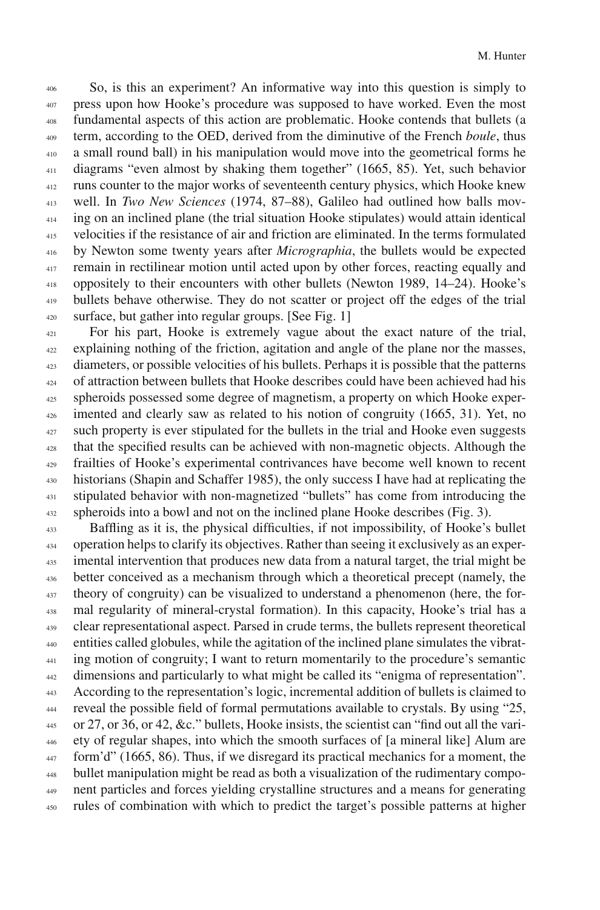So, is this an experiment? An informative way into this question is simply to press upon how Hooke's procedure was supposed to have worked. Even the most fundamental aspects of this action are problematic. Hooke contends that bullets (a term, according to the OED, derived from the diminutive of the French *boule*, thus a small round ball) in his manipulation would move into the geometrical forms he diagrams "even almost by shaking them together" (1665, 85). Yet, such behavior runs counter to the major works of seventeenth century physics, which Hooke knew well. In *Two New Sciences* (1974, 87–88), Galileo had outlined how balls moving on an inclined plane (the trial situation Hooke stipulates) would attain identical velocities if the resistance of air and friction are eliminated. In the terms formulated by Newton some twenty years after *Micrographia*, the bullets would be expected remain in rectilinear motion until acted upon by other forces, reacting equally and oppositely to their encounters with other bullets (Newton 1989, 14–24). Hooke's bullets behave otherwise. They do not scatter or project off the edges of the trial surface, but gather into regular groups. [See Fig. 1]

For his part, Hooke is extremely vague about the exact nature of the trial, explaining nothing of the friction, agitation and angle of the plane nor the masses, diameters, or possible velocities of his bullets. Perhaps it is possible that the patterns of attraction between bullets that Hooke describes could have been achieved had his spheroids possessed some degree of magnetism, a property on which Hooke experimented and clearly saw as related to his notion of congruity (1665, 31). Yet, no such property is ever stipulated for the bullets in the trial and Hooke even suggests that the specified results can be achieved with non-magnetic objects. Although the frailties of Hooke's experimental contrivances have become well known to recent historians (Shapin and Schaffer 1985), the only success I have had at replicating the stipulated behavior with non-magnetized "bullets" has come from introducing the spheroids into a bowl and not on the inclined plane Hooke describes (Fig. 3).

Baffling as it is, the physical difficulties, if not impossibility, of Hooke's bullet operation helps to clarify its objectives. Rather than seeing it exclusively as an experimental intervention that produces new data from a natural target, the trial might be better conceived as a mechanism through which a theoretical precept (namely, the theory of congruity) can be visualized to understand a phenomenon (here, the formal regularity of mineral-crystal formation). In this capacity, Hooke's trial has a clear representational aspect. Parsed in crude terms, the bullets represent theoretical entities called globules, while the agitation of the inclined plane simulates the vibrating motion of congruity; I want to return momentarily to the procedure's semantic dimensions and particularly to what might be called its "enigma of representation". According to the representation's logic, incremental addition of bullets is claimed to reveal the possible field of formal permutations available to crystals. By using "25, or 27, or 36, or 42, &c." bullets, Hooke insists, the scientist can "find out all the variety of regular shapes, into which the smooth surfaces of [a mineral like] Alum are form'd" (1665, 86). Thus, if we disregard its practical mechanics for a moment, the bullet manipulation might be read as both a visualization of the rudimentary component particles and forces yielding crystalline structures and a means for generating rules of combination with which to predict the target's possible patterns at higher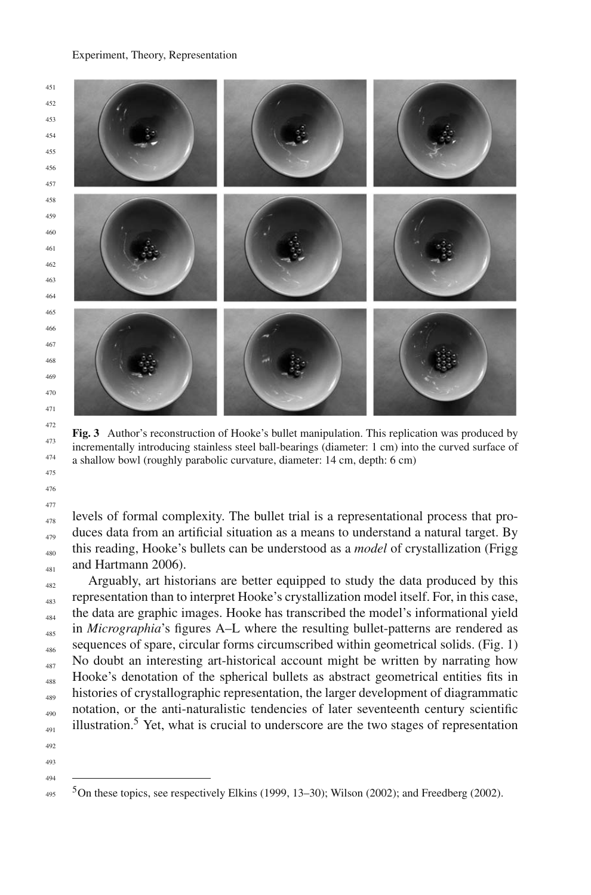**Fig. 3** Author's reconstruction of Hooke's bullet manipulation. This replication was produced by incrementally introducing stainless steel ball-bearings (diameter: 1 cm) into the curved surface of a shallow bowl (roughly parabolic curvature, diameter: 14 cm, depth: 6 cm)

levels of formal complexity. The bullet trial is a representational process that produces data from an artificial situation as a means to understand a natural target. By this reading, Hooke's bullets can be understood as a *model* of crystallization (Frigg and Hartmann 2006).

Arguably, art historians are better equipped to study the data produced by this representation than to interpret Hooke's crystallization model itself. For, in this case, the data are graphic images. Hooke has transcribed the model's informational yield in *Micrographia*'s figures A–L where the resulting bullet-patterns are rendered as sequences of spare, circular forms circumscribed within geometrical solids. (Fig. 1) No doubt an interesting art-historical account might be written by narrating how Hooke's denotation of the spherical bullets as abstract geometrical entities fits in histories of crystallographic representation, the larger development of diagrammatic notation, or the anti-naturalistic tendencies of later seventeenth century scientific illustration.[5] Yet, what is crucial to underscore are the two stages of representation

[5] On these topics, see respectively Elkins (1999, 13–30); Wilson (2002); and Freedberg (2002).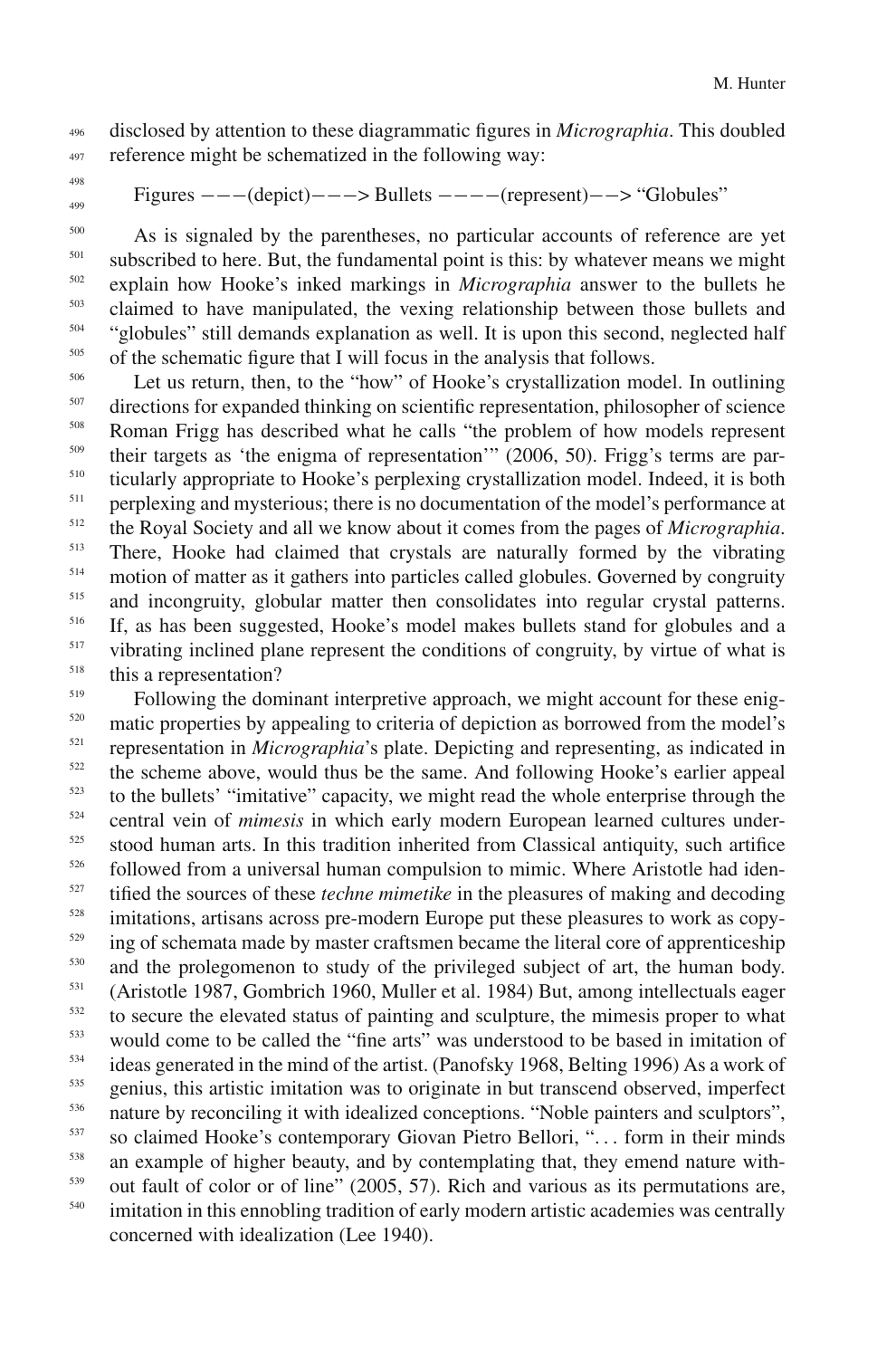disclosed by attention to these diagrammatic figures in *Micrographia*. This doubled reference might be schematized in the following way:

Figures −−−(depict)−−−> Bullets −−−−(represent)−−> "Globules"

As is signaled by the parentheses, no particular accounts of reference are yet subscribed to here. But, the fundamental point is this: by whatever means we might explain how Hooke's inked markings in *Micrographia* answer to the bullets he claimed to have manipulated, the vexing relationship between those bullets and "globules" still demands explanation as well. It is upon this second, neglected half of the schematic figure that I will focus in the analysis that follows.

Let us return, then, to the "how" of Hooke's crystallization model. In outlining directions for expanded thinking on scientific representation, philosopher of science Roman Frigg has described what he calls "the problem of how models represent their targets as 'the enigma of representation'" (2006, 50). Frigg's terms are particularly appropriate to Hooke's perplexing crystallization model. Indeed, it is both perplexing and mysterious; there is no documentation of the model's performance at the Royal Society and all we know about it comes from the pages of *Micrographia*. There, Hooke had claimed that crystals are naturally formed by the vibrating motion of matter as it gathers into particles called globules. Governed by congruity and incongruity, globular matter then consolidates into regular crystal patterns. If, as has been suggested, Hooke's model makes bullets stand for globules and a vibrating inclined plane represent the conditions of congruity, by virtue of what is this a representation?

Following the dominant interpretive approach, we might account for these enigmatic properties by appealing to criteria of depiction as borrowed from the model's representation in *Micrographia*'s plate. Depicting and representing, as indicated in the scheme above, would thus be the same. And following Hooke's earlier appeal to the bullets' "imitative" capacity, we might read the whole enterprise through the central vein of *mimesis* in which early modern European learned cultures understood human arts. In this tradition inherited from Classical antiquity, such artifice followed from a universal human compulsion to mimic. Where Aristotle had identified the sources of these *techne mimetike* in the pleasures of making and decoding imitations, artisans across pre-modern Europe put these pleasures to work as copying of schemata made by master craftsmen became the literal core of apprenticeship and the prolegomenon to study of the privileged subject of art, the human body. (Aristotle 1987, Gombrich 1960, Muller et al. 1984) But, among intellectuals eager to secure the elevated status of painting and sculpture, the mimesis proper to what would come to be called the "fine arts" was understood to be based in imitation of ideas generated in the mind of the artist. (Panofsky 1968, Belting 1996) As a work of genius, this artistic imitation was to originate in but transcend observed, imperfect nature by reconciling it with idealized conceptions. "Noble painters and sculptors", so claimed Hooke's contemporary Giovan Pietro Bellori, ". . . form in their minds an example of higher beauty, and by contemplating that, they emend nature without fault of color or of line" (2005, 57). Rich and various as its permutations are, imitation in this ennobling tradition of early modern artistic academies was centrally concerned with idealization (Lee 1940).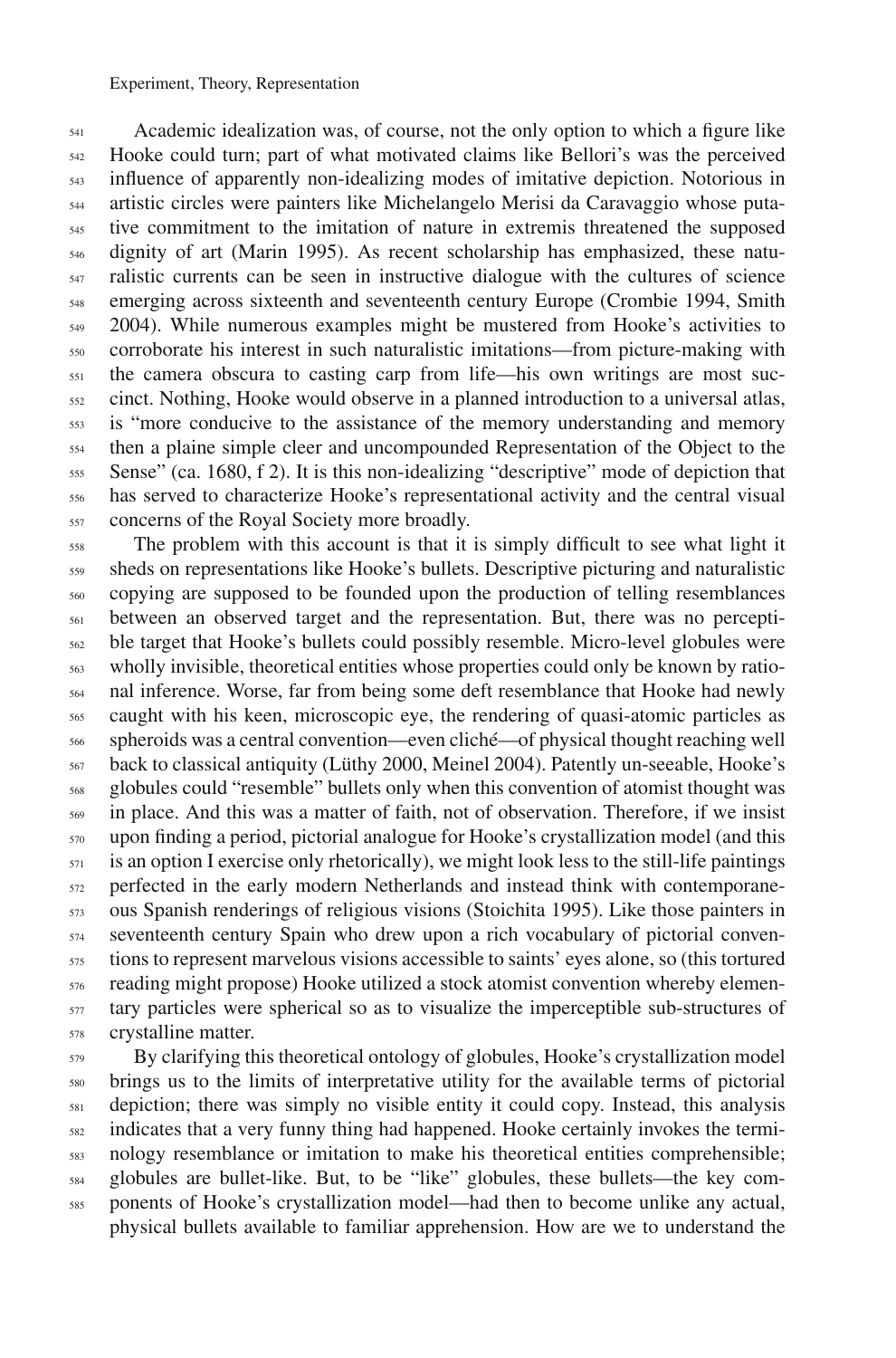Academic idealization was, of course, not the only option to which a figure like Hooke could turn; part of what motivated claims like Bellori's was the perceived influence of apparently non-idealizing modes of imitative depiction. Notorious in artistic circles were painters like Michelangelo Merisi da Caravaggio whose putative commitment to the imitation of nature in extremis threatened the supposed dignity of art (Marin 1995). As recent scholarship has emphasized, these naturalistic currents can be seen in instructive dialogue with the cultures of science emerging across sixteenth and seventeenth century Europe (Crombie 1994, Smith 2004). While numerous examples might be mustered from Hooke's activities to corroborate his interest in such naturalistic imitations—from picture-making with the camera obscura to casting carp from life—his own writings are most succinct. Nothing, Hooke would observe in a planned introduction to a universal atlas, is "more conducive to the assistance of the memory understanding and memory then a plaine simple cleer and uncompounded Representation of the Object to the Sense" (ca. 1680, f 2). It is this non-idealizing "descriptive" mode of depiction that has served to characterize Hooke's representational activity and the central visual concerns of the Royal Society more broadly.

The problem with this account is that it is simply difficult to see what light it sheds on representations like Hooke's bullets. Descriptive picturing and naturalistic copying are supposed to be founded upon the production of telling resemblances between an observed target and the representation. But, there was no perceptible target that Hooke's bullets could possibly resemble. Micro-level globules were wholly invisible, theoretical entities whose properties could only be known by rational inference. Worse, far from being some deft resemblance that Hooke had newly caught with his keen, microscopic eye, the rendering of quasi-atomic particles as spheroids was a central convention—even cliché—of physical thought reaching well back to classical antiquity (Lüthy 2000, Meinel 2004). Patently un-seeable, Hooke's globules could "resemble" bullets only when this convention of atomist thought was in place. And this was a matter of faith, not of observation. Therefore, if we insist upon finding a period, pictorial analogue for Hooke's crystallization model (and this is an option I exercise only rhetorically), we might look less to the still-life paintings perfected in the early modern Netherlands and instead think with contemporaneous Spanish renderings of religious visions (Stoichita 1995). Like those painters in seventeenth century Spain who drew upon a rich vocabulary of pictorial conventions to represent marvelous visions accessible to saints' eyes alone, so (this tortured reading might propose) Hooke utilized a stock atomist convention whereby elementary particles were spherical so as to visualize the imperceptible sub-structures of crystalline matter.

By clarifying this theoretical ontology of globules, Hooke's crystallization model brings us to the limits of interpretative utility for the available terms of pictorial depiction; there was simply no visible entity it could copy. Instead, this analysis indicates that a very funny thing had happened. Hooke certainly invokes the terminology resemblance or imitation to make his theoretical entities comprehensible; globules are bullet-like. But, to be "like" globules, these bullets—the key components of Hooke's crystallization model—had then to become unlike any actual, physical bullets available to familiar apprehension. How are we to understand the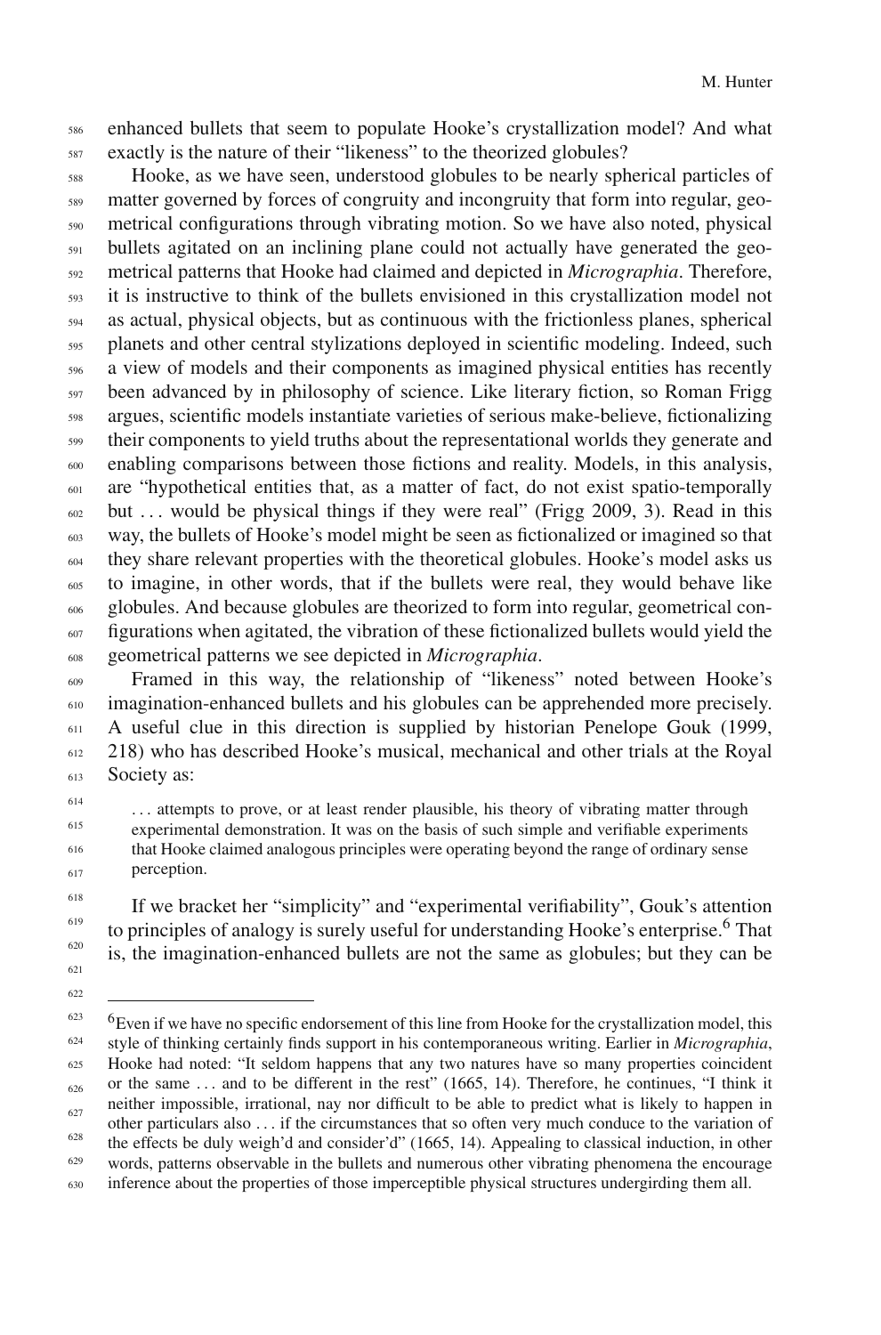enhanced bullets that seem to populate Hooke's crystallization model? And what exactly is the nature of their "likeness" to the theorized globules?

Hooke, as we have seen, understood globules to be nearly spherical particles of matter governed by forces of congruity and incongruity that form into regular, geometrical configurations through vibrating motion. So we have also noted, physical bullets agitated on an inclining plane could not actually have generated the geometrical patterns that Hooke had claimed and depicted in *Micrographia*. Therefore, it is instructive to think of the bullets envisioned in this crystallization model not as actual, physical objects, but as continuous with the frictionless planes, spherical planets and other central stylizations deployed in scientific modeling. Indeed, such a view of models and their components as imagined physical entities has recently been advanced by in philosophy of science. Like literary fiction, so Roman Frigg argues, scientific models instantiate varieties of serious make-believe, fictionalizing their components to yield truths about the representational worlds they generate and enabling comparisons between those fictions and reality. Models, in this analysis, are "hypothetical entities that, as a matter of fact, do not exist spatio-temporally but … would be physical things if they were real" (Frigg 2009, 3). Read in this way, the bullets of Hooke's model might be seen as fictionalized or imagined so that they share relevant properties with the theoretical globules. Hooke's model asks us to imagine, in other words, that if the bullets were real, they would behave like globules. And because globules are theorized to form into regular, geometrical configurations when agitated, the vibration of these fictionalized bullets would yield the geometrical patterns we see depicted in *Micrographia*.

Framed in this way, the relationship of "likeness" noted between Hooke's imagination-enhanced bullets and his globules can be apprehended more precisely. A useful clue in this direction is supplied by historian Penelope Gouk (1999, 218) who has described Hooke's musical, mechanical and other trials at the Royal Society as:

> … attempts to prove, or at least render plausible, his theory of vibrating matter through experimental demonstration. It was on the basis of such simple and verifiable experiments that Hooke claimed analogous principles were operating beyond the range of ordinary sense perception.

If we bracket her "simplicity" and "experimental verifiability", Gouk's attention to principles of analogy is surely useful for understanding Hooke's enterprise.[6] That is, the imagination-enhanced bullets are not the same as globules; but they can be

---

[6]Even if we have no specific endorsement of this line from Hooke for the crystallization model, this style of thinking certainly finds support in his contemporaneous writing. Earlier in *Micrographia*, Hooke had noted: "It seldom happens that any two natures have so many properties coincident or the same … and to be different in the rest" (1665, 14). Therefore, he continues, "I think it neither impossible, irrational, nay nor difficult to be able to predict what is likely to happen in other particulars also … if the circumstances that so often very much conduce to the variation of the effects be duly weigh'd and consider'd" (1665, 14). Appealing to classical induction, in other words, patterns observable in the bullets and numerous other vibrating phenomena the encourage inference about the properties of those imperceptible physical structures undergirding them all.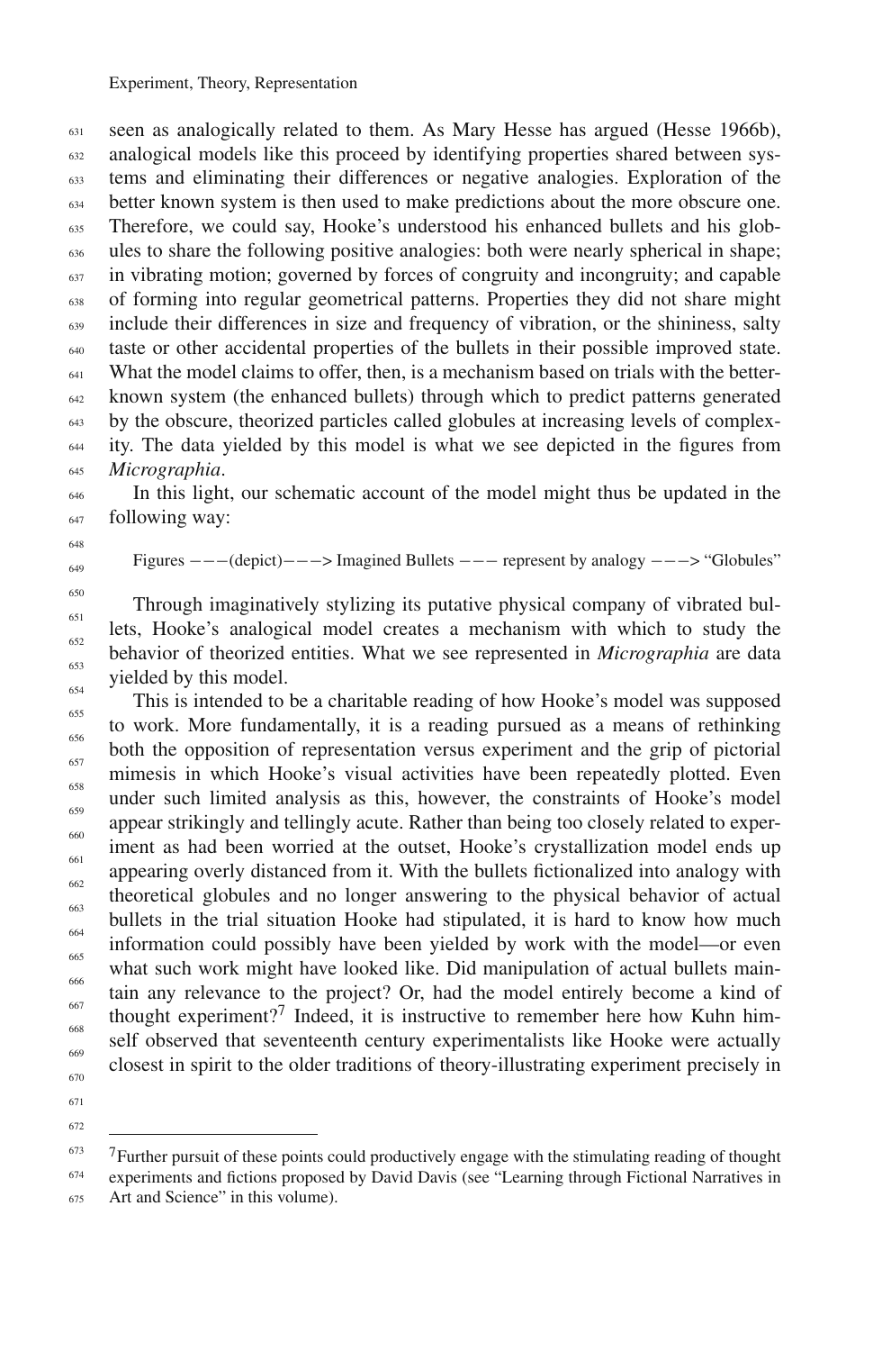seen as analogically related to them. As Mary Hesse has argued (Hesse 1966b), analogical models like this proceed by identifying properties shared between systems and eliminating their differences or negative analogies. Exploration of the better known system is then used to make predictions about the more obscure one. Therefore, we could say, Hooke's understood his enhanced bullets and his globules to share the following positive analogies: both were nearly spherical in shape; in vibrating motion; governed by forces of congruity and incongruity; and capable of forming into regular geometrical patterns. Properties they did not share might include their differences in size and frequency of vibration, or the shininess, salty taste or other accidental properties of the bullets in their possible improved state. What the model claims to offer, then, is a mechanism based on trials with the better-known system (the enhanced bullets) through which to predict patterns generated by the obscure, theorized particles called globules at increasing levels of complexity. The data yielded by this model is what we see depicted in the figures from *Micrographia*.

In this light, our schematic account of the model might thus be updated in the following way:

Figures ———(depict)———> Imagined Bullets ——— represent by analogy ———> "Globules"

Through imaginatively stylizing its putative physical company of vibrated bullets, Hooke's analogical model creates a mechanism with which to study the behavior of theorized entities. What we see represented in *Micrographia* are data yielded by this model.

This is intended to be a charitable reading of how Hooke's model was supposed to work. More fundamentally, it is a reading pursued as a means of rethinking both the opposition of representation versus experiment and the grip of pictorial mimesis in which Hooke's visual activities have been repeatedly plotted. Even under such limited analysis as this, however, the constraints of Hooke's model appear strikingly and tellingly acute. Rather than being too closely related to experiment as had been worried at the outset, Hooke's crystallization model ends up appearing overly distanced from it. With the bullets fictionalized into analogy with theoretical globules and no longer answering to the physical behavior of actual bullets in the trial situation Hooke had stipulated, it is hard to know how much information could possibly have been yielded by work with the model—or even what such work might have looked like. Did manipulation of actual bullets maintain any relevance to the project? Or, had the model entirely become a kind of thought experiment?[7] Indeed, it is instructive to remember here how Kuhn himself observed that seventeenth century experimentalists like Hooke were actually closest in spirit to the older traditions of theory-illustrating experiment precisely in

[7] Further pursuit of these points could productively engage with the stimulating reading of thought experiments and fictions proposed by David Davis (see "Learning through Fictional Narratives in Art and Science" in this volume).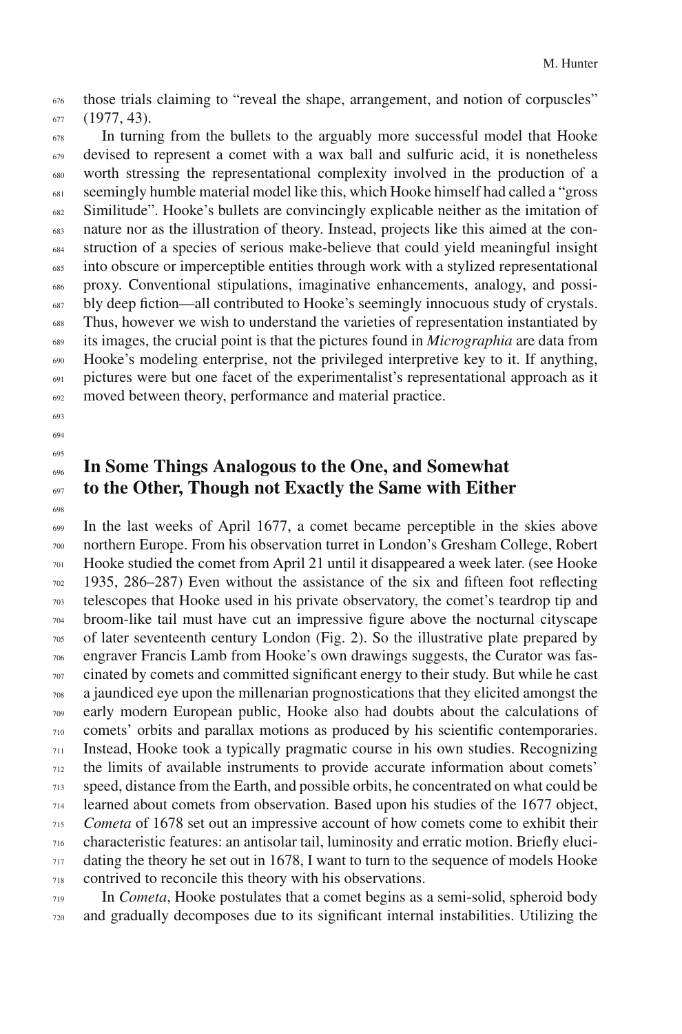those trials claiming to "reveal the shape, arrangement, and notion of corpuscles" (1977, 43).

In turning from the bullets to the arguably more successful model that Hooke devised to represent a comet with a wax ball and sulfuric acid, it is nonetheless worth stressing the representational complexity involved in the production of a seemingly humble material model like this, which Hooke himself had called a "gross Similitude". Hooke's bullets are convincingly explicable neither as the imitation of nature nor as the illustration of theory. Instead, projects like this aimed at the construction of a species of serious make-believe that could yield meaningful insight into obscure or imperceptible entities through work with a stylized representational proxy. Conventional stipulations, imaginative enhancements, analogy, and possibly deep fiction—all contributed to Hooke's seemingly innocuous study of crystals. Thus, however we wish to understand the varieties of representation instantiated by its images, the crucial point is that the pictures found in *Micrographia* are data from Hooke's modeling enterprise, not the privileged interpretive key to it. If anything, pictures were but one facet of the experimentalist's representational approach as it moved between theory, performance and material practice.

## In Some Things Analogous to the One, and Somewhat to the Other, Though not Exactly the Same with Either

In the last weeks of April 1677, a comet became perceptible in the skies above northern Europe. From his observation turret in London's Gresham College, Robert Hooke studied the comet from April 21 until it disappeared a week later. (see Hooke 1935, 286–287) Even without the assistance of the six and fifteen foot reflecting telescopes that Hooke used in his private observatory, the comet's teardrop tip and broom-like tail must have cut an impressive figure above the nocturnal cityscape of later seventeenth century London (Fig. 2). So the illustrative plate prepared by engraver Francis Lamb from Hooke's own drawings suggests, the Curator was fascinated by comets and committed significant energy to their study. But while he cast a jaundiced eye upon the millenarian prognostications that they elicited amongst the early modern European public, Hooke also had doubts about the calculations of comets' orbits and parallax motions as produced by his scientific contemporaries. Instead, Hooke took a typically pragmatic course in his own studies. Recognizing the limits of available instruments to provide accurate information about comets' speed, distance from the Earth, and possible orbits, he concentrated on what could be learned about comets from observation. Based upon his studies of the 1677 object, *Cometa* of 1678 set out an impressive account of how comets come to exhibit their characteristic features: an antisolar tail, luminosity and erratic motion. Briefly elucidating the theory he set out in 1678, I want to turn to the sequence of models Hooke contrived to reconcile this theory with his observations.

In *Cometa*, Hooke postulates that a comet begins as a semi-solid, spheroid body and gradually decomposes due to its significant internal instabilities. Utilizing the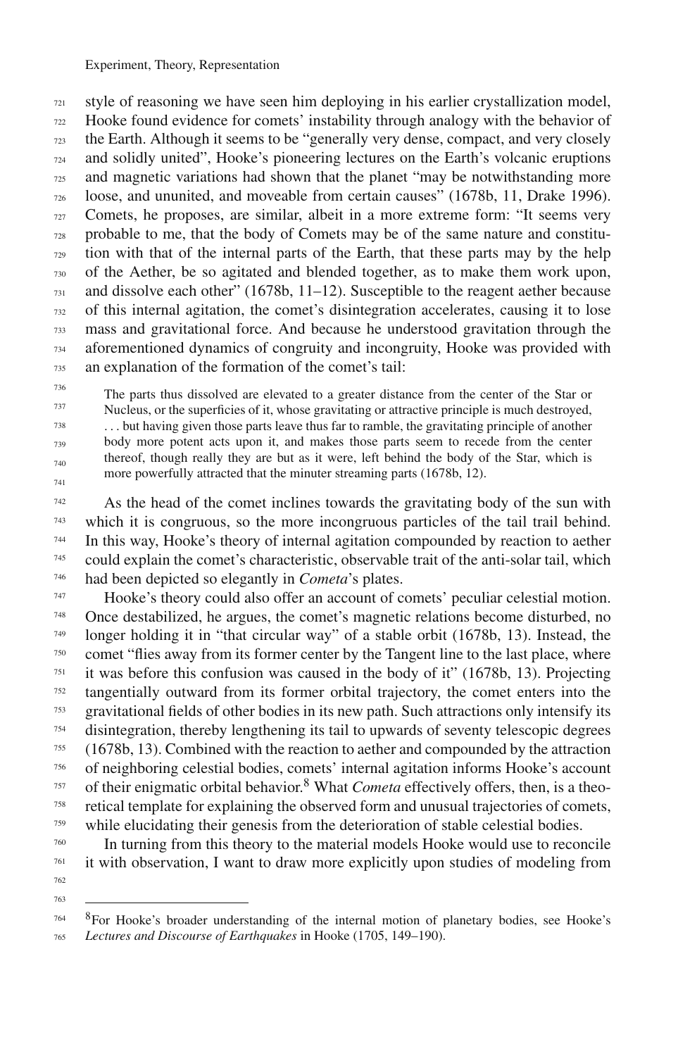style of reasoning we have seen him deploying in his earlier crystallization model, Hooke found evidence for comets' instability through analogy with the behavior of the Earth. Although it seems to be "generally very dense, compact, and very closely and solidly united", Hooke's pioneering lectures on the Earth's volcanic eruptions and magnetic variations had shown that the planet "may be notwithstanding more loose, and ununited, and moveable from certain causes" (1678b, 11, Drake 1996). Comets, he proposes, are similar, albeit in a more extreme form: "It seems very probable to me, that the body of Comets may be of the same nature and constitution with that of the internal parts of the Earth, that these parts may by the help of the Aether, be so agitated and blended together, as to make them work upon, and dissolve each other" (1678b, 11–12). Susceptible to the reagent aether because of this internal agitation, the comet's disintegration accelerates, causing it to lose mass and gravitational force. And because he understood gravitation through the aforementioned dynamics of congruity and incongruity, Hooke was provided with an explanation of the formation of the comet's tail:

> The parts thus dissolved are elevated to a greater distance from the center of the Star or Nucleus, or the superficies of it, whose gravitating or attractive principle is much destroyed, . . . but having given those parts leave thus far to ramble, the gravitating principle of another body more potent acts upon it, and makes those parts seem to recede from the center thereof, though really they are but as it were, left behind the body of the Star, which is more powerfully attracted that the minuter streaming parts (1678b, 12).

As the head of the comet inclines towards the gravitating body of the sun with which it is congruous, so the more incongruous particles of the tail trail behind. In this way, Hooke's theory of internal agitation compounded by reaction to aether could explain the comet's characteristic, observable trait of the anti-solar tail, which had been depicted so elegantly in *Cometa*'s plates.

Hooke's theory could also offer an account of comets' peculiar celestial motion. Once destabilized, he argues, the comet's magnetic relations become disturbed, no longer holding it in "that circular way" of a stable orbit (1678b, 13). Instead, the comet "flies away from its former center by the Tangent line to the last place, where it was before this confusion was caused in the body of it" (1678b, 13). Projecting tangentially outward from its former orbital trajectory, the comet enters into the gravitational fields of other bodies in its new path. Such attractions only intensify its disintegration, thereby lengthening its tail to upwards of seventy telescopic degrees (1678b, 13). Combined with the reaction to aether and compounded by the attraction of neighboring celestial bodies, comets' internal agitation informs Hooke's account of their enigmatic orbital behavior.[8] What *Cometa* effectively offers, then, is a theoretical template for explaining the observed form and unusual trajectories of comets, while elucidating their genesis from the deterioration of stable celestial bodies.

In turning from this theory to the material models Hooke would use to reconcile it with observation, I want to draw more explicitly upon studies of modeling from

---

[8] For Hooke's broader understanding of the internal motion of planetary bodies, see Hooke's *Lectures and Discourse of Earthquakes* in Hooke (1705, 149–190).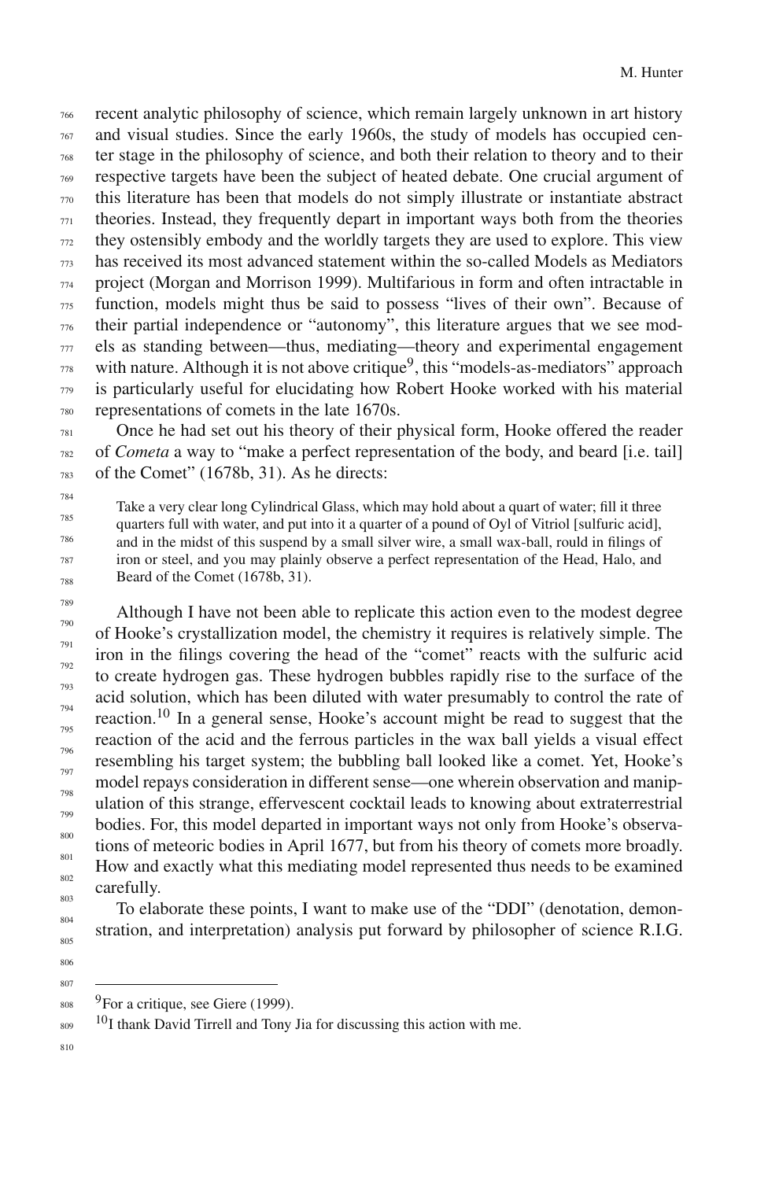recent analytic philosophy of science, which remain largely unknown in art history and visual studies. Since the early 1960s, the study of models has occupied center stage in the philosophy of science, and both their relation to theory and to their respective targets have been the subject of heated debate. One crucial argument of this literature has been that models do not simply illustrate or instantiate abstract theories. Instead, they frequently depart in important ways both from the theories they ostensibly embody and the worldly targets they are used to explore. This view has received its most advanced statement within the so-called Models as Mediators project (Morgan and Morrison 1999). Multifarious in form and often intractable in function, models might thus be said to possess "lives of their own". Because of their partial independence or "autonomy", this literature argues that we see models as standing between—thus, mediating—theory and experimental engagement with nature. Although it is not above critique[9], this "models-as-mediators" approach is particularly useful for elucidating how Robert Hooke worked with his material representations of comets in the late 1670s.

Once he had set out his theory of their physical form, Hooke offered the reader of *Cometa* a way to "make a perfect representation of the body, and beard [i.e. tail] of the Comet" (1678b, 31). As he directs:

> Take a very clear long Cylindrical Glass, which may hold about a quart of water; fill it three quarters full with water, and put into it a quarter of a pound of Oyl of Vitriol [sulfuric acid], and in the midst of this suspend by a small silver wire, a small wax-ball, rould in filings of iron or steel, and you may plainly observe a perfect representation of the Head, Halo, and Beard of the Comet (1678b, 31).

Although I have not been able to replicate this action even to the modest degree of Hooke's crystallization model, the chemistry it requires is relatively simple. The iron in the filings covering the head of the "comet" reacts with the sulfuric acid to create hydrogen gas. These hydrogen bubbles rapidly rise to the surface of the acid solution, which has been diluted with water presumably to control the rate of reaction.[10] In a general sense, Hooke's account might be read to suggest that the reaction of the acid and the ferrous particles in the wax ball yields a visual effect resembling his target system; the bubbling ball looked like a comet. Yet, Hooke's model repays consideration in different sense—one wherein observation and manipulation of this strange, effervescent cocktail leads to knowing about extraterrestrial bodies. For, this model departed in important ways not only from Hooke's observations of meteoric bodies in April 1677, but from his theory of comets more broadly. How and exactly what this mediating model represented thus needs to be examined carefully.

To elaborate these points, I want to make use of the "DDI" (denotation, demonstration, and interpretation) analysis put forward by philosopher of science R.I.G.

---

[9] For a critique, see Giere (1999).

[10] I thank David Tirrell and Tony Jia for discussing this action with me.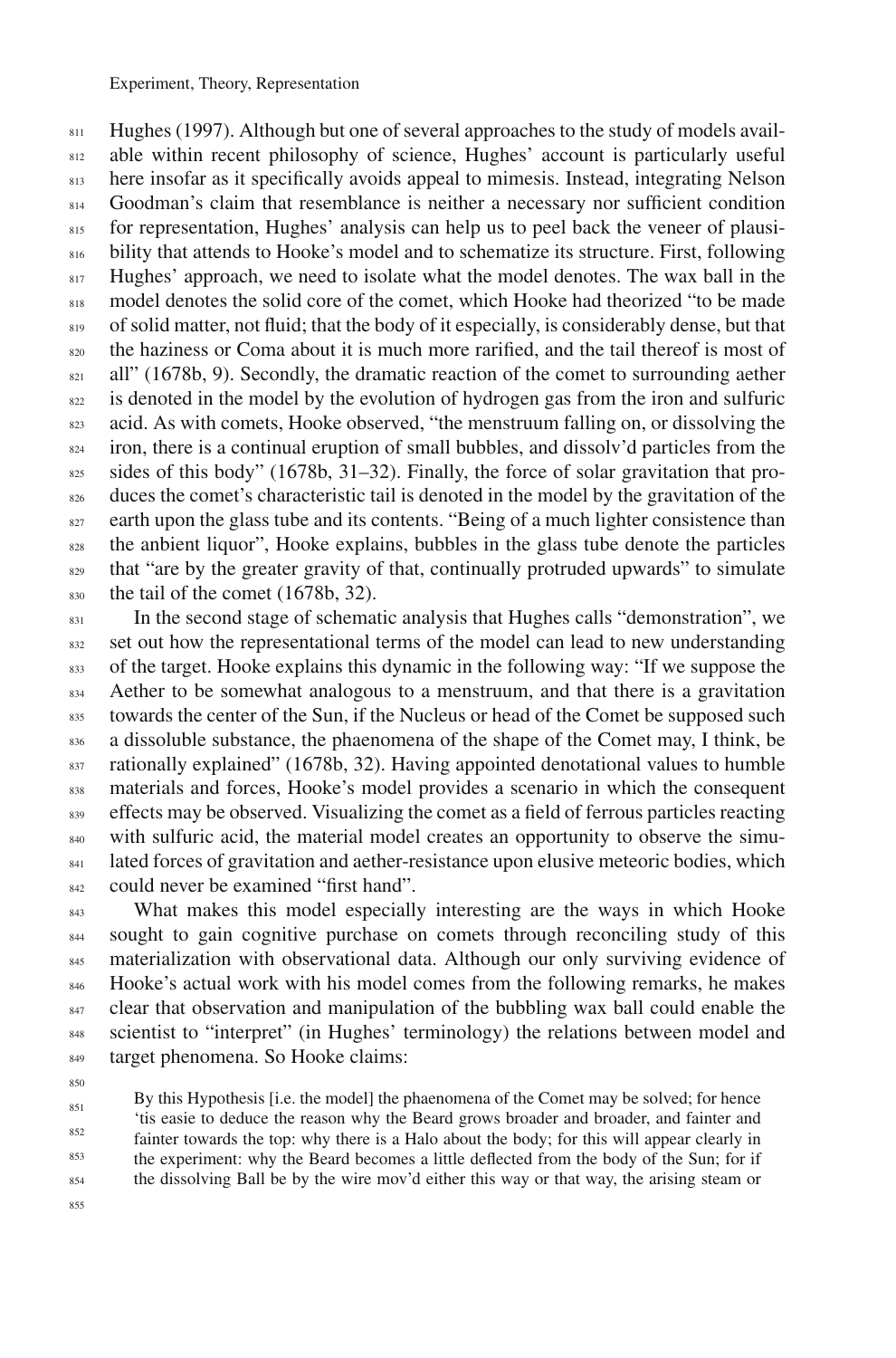Hughes (1997). Although but one of several approaches to the study of models available within recent philosophy of science, Hughes' account is particularly useful here insofar as it specifically avoids appeal to mimesis. Instead, integrating Nelson Goodman's claim that resemblance is neither a necessary nor sufficient condition for representation, Hughes' analysis can help us to peel back the veneer of plausibility that attends to Hooke's model and to schematize its structure. First, following Hughes' approach, we need to isolate what the model denotes. The wax ball in the model denotes the solid core of the comet, which Hooke had theorized "to be made of solid matter, not fluid; that the body of it especially, is considerably dense, but that the haziness or Coma about it is much more rarified, and the tail thereof is most of all" (1678b, 9). Secondly, the dramatic reaction of the comet to surrounding aether is denoted in the model by the evolution of hydrogen gas from the iron and sulfuric acid. As with comets, Hooke observed, "the menstruum falling on, or dissolving the iron, there is a continual eruption of small bubbles, and dissolv'd particles from the sides of this body" (1678b, 31–32). Finally, the force of solar gravitation that produces the comet's characteristic tail is denoted in the model by the gravitation of the earth upon the glass tube and its contents. "Being of a much lighter consistence than the anbient liquor", Hooke explains, bubbles in the glass tube denote the particles that "are by the greater gravity of that, continually protruded upwards" to simulate the tail of the comet (1678b, 32).

In the second stage of schematic analysis that Hughes calls "demonstration", we set out how the representational terms of the model can lead to new understanding of the target. Hooke explains this dynamic in the following way: "If we suppose the Aether to be somewhat analogous to a menstruum, and that there is a gravitation towards the center of the Sun, if the Nucleus or head of the Comet be supposed such a dissoluble substance, the phaenomena of the shape of the Comet may, I think, be rationally explained" (1678b, 32). Having appointed denotational values to humble materials and forces, Hooke's model provides a scenario in which the consequent effects may be observed. Visualizing the comet as a field of ferrous particles reacting with sulfuric acid, the material model creates an opportunity to observe the simulated forces of gravitation and aether-resistance upon elusive meteoric bodies, which could never be examined "first hand".

What makes this model especially interesting are the ways in which Hooke sought to gain cognitive purchase on comets through reconciling study of this materialization with observational data. Although our only surviving evidence of Hooke's actual work with his model comes from the following remarks, he makes clear that observation and manipulation of the bubbling wax ball could enable the scientist to "interpret" (in Hughes' terminology) the relations between model and target phenomena. So Hooke claims:

> By this Hypothesis [i.e. the model] the phaenomena of the Comet may be solved; for hence 'tis easie to deduce the reason why the Beard grows broader and broader, and fainter and fainter towards the top: why there is a Halo about the body; for this will appear clearly in the experiment: why the Beard becomes a little deflected from the body of the Sun; for if the dissolving Ball be by the wire mov'd either this way or that way, the arising steam or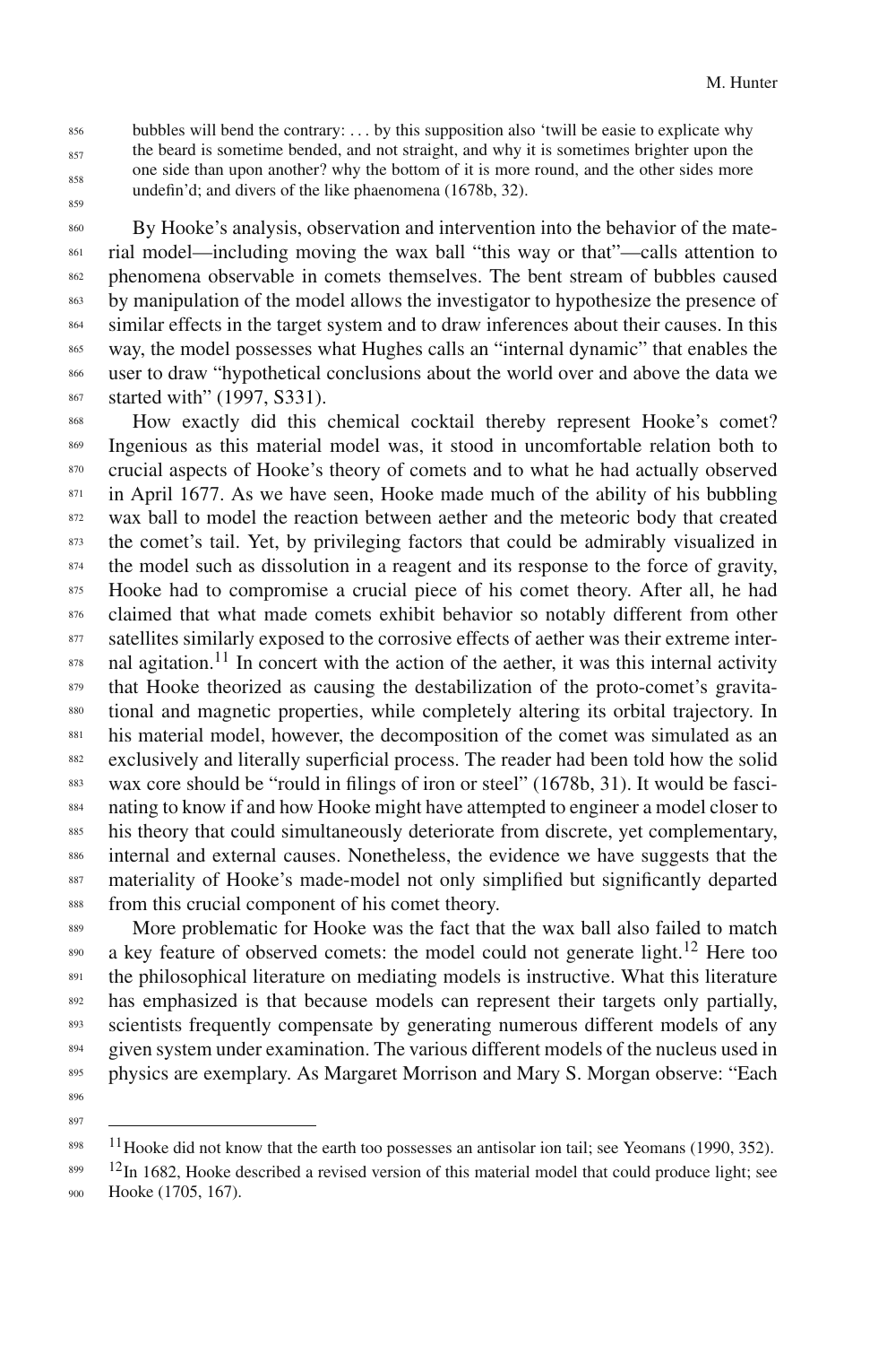> bubbles will bend the contrary: . . . by this supposition also 'twill be easie to explicate why the beard is sometime bended, and not straight, and why it is sometimes brighter upon the one side than upon another? why the bottom of it is more round, and the other sides more undefin'd; and divers of the like phaenomena (1678b, 32).

By Hooke's analysis, observation and intervention into the behavior of the material model—including moving the wax ball "this way or that"—calls attention to phenomena observable in comets themselves. The bent stream of bubbles caused by manipulation of the model allows the investigator to hypothesize the presence of similar effects in the target system and to draw inferences about their causes. In this way, the model possesses what Hughes calls an "internal dynamic" that enables the user to draw "hypothetical conclusions about the world over and above the data we started with" (1997, S331).

How exactly did this chemical cocktail thereby represent Hooke's comet? Ingenious as this material model was, it stood in uncomfortable relation both to crucial aspects of Hooke's theory of comets and to what he had actually observed in April 1677. As we have seen, Hooke made much of the ability of his bubbling wax ball to model the reaction between aether and the meteoric body that created the comet's tail. Yet, by privileging factors that could be admirably visualized in the model such as dissolution in a reagent and its response to the force of gravity, Hooke had to compromise a crucial piece of his comet theory. After all, he had claimed that what made comets exhibit behavior so notably different from other satellites similarly exposed to the corrosive effects of aether was their extreme internal agitation.[11] In concert with the action of the aether, it was this internal activity that Hooke theorized as causing the destabilization of the proto-comet's gravitational and magnetic properties, while completely altering its orbital trajectory. In his material model, however, the decomposition of the comet was simulated as an exclusively and literally superficial process. The reader had been told how the solid wax core should be "rould in filings of iron or steel" (1678b, 31). It would be fascinating to know if and how Hooke might have attempted to engineer a model closer to his theory that could simultaneously deteriorate from discrete, yet complementary, internal and external causes. Nonetheless, the evidence we have suggests that the materiality of Hooke's made-model not only simplified but significantly departed from this crucial component of his comet theory.

More problematic for Hooke was the fact that the wax ball also failed to match a key feature of observed comets: the model could not generate light.[12] Here too the philosophical literature on mediating models is instructive. What this literature has emphasized is that because models can represent their targets only partially, scientists frequently compensate by generating numerous different models of any given system under examination. The various different models of the nucleus used in physics are exemplary. As Margaret Morrison and Mary S. Morgan observe: "Each

---

[11] Hooke did not know that the earth too possesses an antisolar ion tail; see Yeomans (1990, 352).

[12] In 1682, Hooke described a revised version of this material model that could produce light; see Hooke (1705, 167).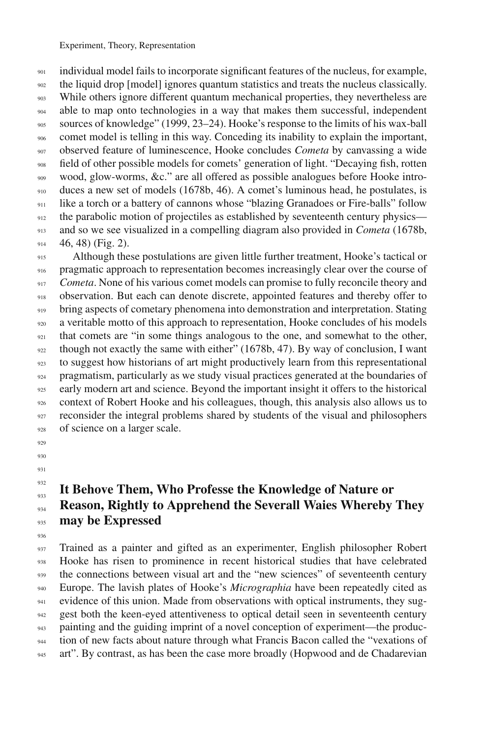individual model fails to incorporate significant features of the nucleus, for example, the liquid drop [model] ignores quantum statistics and treats the nucleus classically. While others ignore different quantum mechanical properties, they nevertheless are able to map onto technologies in a way that makes them successful, independent sources of knowledge" (1999, 23–24). Hooke's response to the limits of his wax-ball comet model is telling in this way. Conceding its inability to explain the important, observed feature of luminescence, Hooke concludes *Cometa* by canvassing a wide field of other possible models for comets' generation of light. "Decaying fish, rotten wood, glow-worms, &c." are all offered as possible analogues before Hooke introduces a new set of models (1678b, 46). A comet's luminous head, he postulates, is like a torch or a battery of cannons whose "blazing Granadoes or Fire-balls" follow the parabolic motion of projectiles as established by seventeenth century physics—and so we see visualized in a compelling diagram also provided in *Cometa* (1678b, 46, 48) (Fig. 2).

Although these postulations are given little further treatment, Hooke's tactical or pragmatic approach to representation becomes increasingly clear over the course of *Cometa*. None of his various comet models can promise to fully reconcile theory and observation. But each can denote discrete, appointed features and thereby offer to bring aspects of cometary phenomena into demonstration and interpretation. Stating a veritable motto of this approach to representation, Hooke concludes of his models that comets are "in some things analogous to the one, and somewhat to the other, though not exactly the same with either" (1678b, 47). By way of conclusion, I want to suggest how historians of art might productively learn from this representational pragmatism, particularly as we study visual practices generated at the boundaries of early modern art and science. Beyond the important insight it offers to the historical context of Robert Hooke and his colleagues, though, this analysis also allows us to reconsider the integral problems shared by students of the visual and philosophers of science on a larger scale.

## It Behove Them, Who Professe the Knowledge of Nature or Reason, Rightly to Apprehend the Severall Waies Whereby They may be Expressed

Trained as a painter and gifted as an experimenter, English philosopher Robert Hooke has risen to prominence in recent historical studies that have celebrated the connections between visual art and the "new sciences" of seventeenth century Europe. The lavish plates of Hooke's *Micrographia* have been repeatedly cited as evidence of this union. Made from observations with optical instruments, they suggest both the keen-eyed attentiveness to optical detail seen in seventeenth century painting and the guiding imprint of a novel conception of experiment—the production of new facts about nature through what Francis Bacon called the "vexations of art". By contrast, as has been the case more broadly (Hopwood and de Chadarevian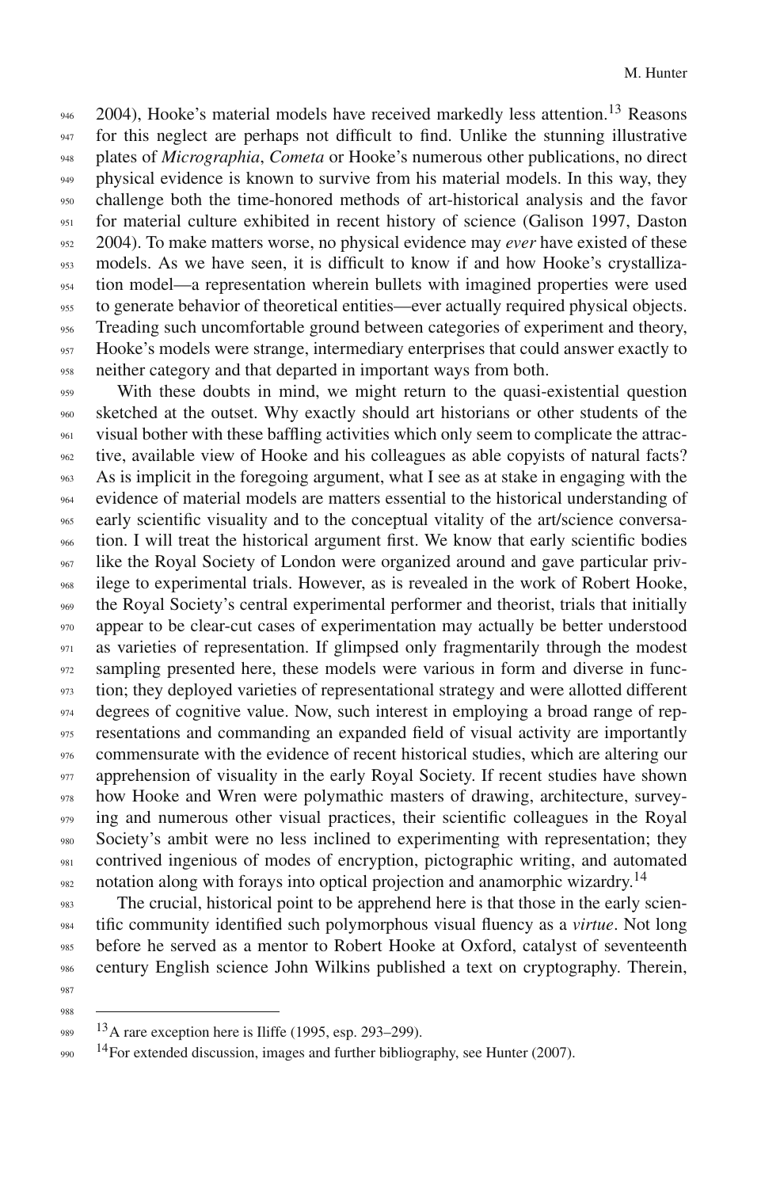2004), Hooke's material models have received markedly less attention.[13] Reasons for this neglect are perhaps not difficult to find. Unlike the stunning illustrative plates of *Micrographia*, *Cometa* or Hooke's numerous other publications, no direct physical evidence is known to survive from his material models. In this way, they challenge both the time-honored methods of art-historical analysis and the favor for material culture exhibited in recent history of science (Galison 1997, Daston 2004). To make matters worse, no physical evidence may *ever* have existed of these models. As we have seen, it is difficult to know if and how Hooke's crystallization model—a representation wherein bullets with imagined properties were used to generate behavior of theoretical entities—ever actually required physical objects. Treading such uncomfortable ground between categories of experiment and theory, Hooke's models were strange, intermediary enterprises that could answer exactly to neither category and that departed in important ways from both.

With these doubts in mind, we might return to the quasi-existential question sketched at the outset. Why exactly should art historians or other students of the visual bother with these baffling activities which only seem to complicate the attractive, available view of Hooke and his colleagues as able copyists of natural facts? As is implicit in the foregoing argument, what I see as at stake in engaging with the evidence of material models are matters essential to the historical understanding of early scientific visuality and to the conceptual vitality of the art/science conversation. I will treat the historical argument first. We know that early scientific bodies like the Royal Society of London were organized around and gave particular privilege to experimental trials. However, as is revealed in the work of Robert Hooke, the Royal Society's central experimental performer and theorist, trials that initially appear to be clear-cut cases of experimentation may actually be better understood as varieties of representation. If glimpsed only fragmentarily through the modest sampling presented here, these models were various in form and diverse in function; they deployed varieties of representational strategy and were allotted different degrees of cognitive value. Now, such interest in employing a broad range of representations and commanding an expanded field of visual activity are importantly commensurate with the evidence of recent historical studies, which are altering our apprehension of visuality in the early Royal Society. If recent studies have shown how Hooke and Wren were polymathic masters of drawing, architecture, surveying and numerous other visual practices, their scientific colleagues in the Royal Society's ambit were no less inclined to experimenting with representation; they contrived ingenious of modes of encryption, pictographic writing, and automated notation along with forays into optical projection and anamorphic wizardry.[14]

The crucial, historical point to be apprehend here is that those in the early scientific community identified such polymorphous visual fluency as a *virtue*. Not long before he served as a mentor to Robert Hooke at Oxford, catalyst of seventeenth century English science John Wilkins published a text on cryptography. Therein,

---

[13] A rare exception here is Iliffe (1995, esp. 293–299).

[14] For extended discussion, images and further bibliography, see Hunter (2007).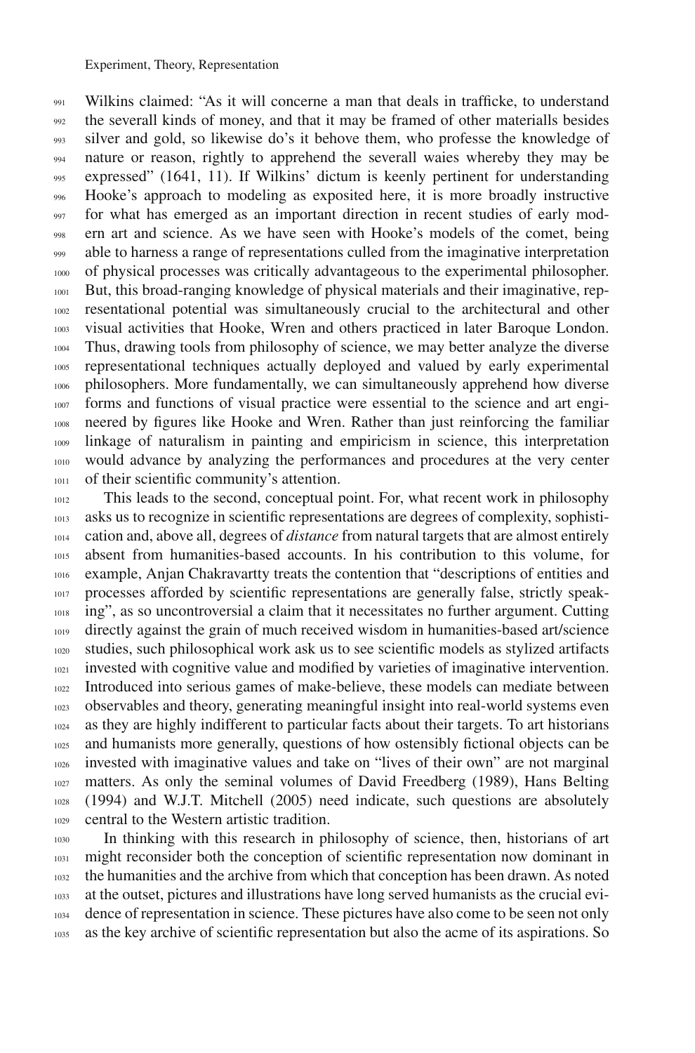Wilkins claimed: "As it will concerne a man that deals in trafficke, to understand the severall kinds of money, and that it may be framed of other materialls besides silver and gold, so likewise do's it behove them, who professe the knowledge of nature or reason, rightly to apprehend the severall waies whereby they may be expressed" (1641, 11). If Wilkins' dictum is keenly pertinent for understanding Hooke's approach to modeling as exposited here, it is more broadly instructive for what has emerged as an important direction in recent studies of early modern art and science. As we have seen with Hooke's models of the comet, being able to harness a range of representations culled from the imaginative interpretation of physical processes was critically advantageous to the experimental philosopher. But, this broad-ranging knowledge of physical materials and their imaginative, representational potential was simultaneously crucial to the architectural and other visual activities that Hooke, Wren and others practiced in later Baroque London. Thus, drawing tools from philosophy of science, we may better analyze the diverse representational techniques actually deployed and valued by early experimental philosophers. More fundamentally, we can simultaneously apprehend how diverse forms and functions of visual practice were essential to the science and art engineered by figures like Hooke and Wren. Rather than just reinforcing the familiar linkage of naturalism in painting and empiricism in science, this interpretation would advance by analyzing the performances and procedures at the very center of their scientific community's attention.

This leads to the second, conceptual point. For, what recent work in philosophy asks us to recognize in scientific representations are degrees of complexity, sophistication and, above all, degrees of *distance* from natural targets that are almost entirely absent from humanities-based accounts. In his contribution to this volume, for example, Anjan Chakravartty treats the contention that "descriptions of entities and processes afforded by scientific representations are generally false, strictly speaking", as so uncontroversial a claim that it necessitates no further argument. Cutting directly against the grain of much received wisdom in humanities-based art/science studies, such philosophical work ask us to see scientific models as stylized artifacts invested with cognitive value and modified by varieties of imaginative intervention. Introduced into serious games of make-believe, these models can mediate between observables and theory, generating meaningful insight into real-world systems even as they are highly indifferent to particular facts about their targets. To art historians and humanists more generally, questions of how ostensibly fictional objects can be invested with imaginative values and take on "lives of their own" are not marginal matters. As only the seminal volumes of David Freedberg (1989), Hans Belting (1994) and W.J.T. Mitchell (2005) need indicate, such questions are absolutely central to the Western artistic tradition.

In thinking with this research in philosophy of science, then, historians of art might reconsider both the conception of scientific representation now dominant in the humanities and the archive from which that conception has been drawn. As noted at the outset, pictures and illustrations have long served humanists as the crucial evidence of representation in science. These pictures have also come to be seen not only as the key archive of scientific representation but also the acme of its aspirations. So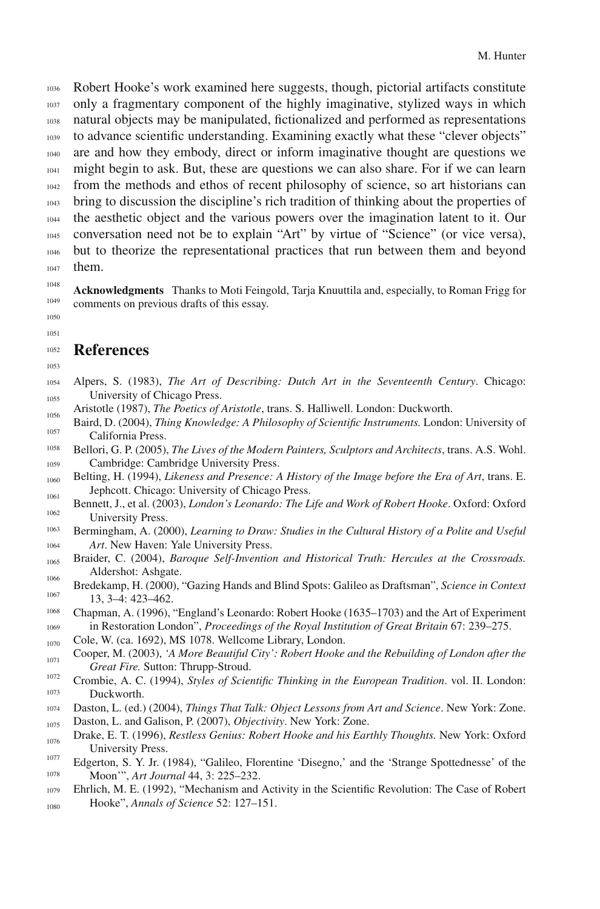Robert Hooke's work examined here suggests, though, pictorial artifacts constitute only a fragmentary component of the highly imaginative, stylized ways in which natural objects may be manipulated, fictionalized and performed as representations to advance scientific understanding. Examining exactly what these "clever objects" are and how they embody, direct or inform imaginative thought are questions we might begin to ask. But, these are questions we can also share. For if we can learn from the methods and ethos of recent philosophy of science, so art historians can bring to discussion the discipline's rich tradition of thinking about the properties of the aesthetic object and the various powers over the imagination latent to it. Our conversation need not be to explain "Art" by virtue of "Science" (or vice versa), but to theorize the representational practices that run between them and beyond them.

**Acknowledgments** Thanks to Moti Feingold, Tarja Knuuttila and, especially, to Roman Frigg for comments on previous drafts of this essay.

## References

Alpers, S. (1983), *The Art of Describing: Dutch Art in the Seventeenth Century*. Chicago: University of Chicago Press.

Aristotle (1987), *The Poetics of Aristotle*, trans. S. Halliwell. London: Duckworth.

Baird, D. (2004), *Thing Knowledge: A Philosophy of Scientific Instruments.* London: University of California Press.

Bellori, G. P. (2005), *The Lives of the Modern Painters, Sculptors and Architects*, trans. A.S. Wohl. Cambridge: Cambridge University Press.

Belting, H. (1994), *Likeness and Presence: A History of the Image before the Era of Art*, trans. E. Jephcott. Chicago: University of Chicago Press.

Bennett, J., et al. (2003), *London's Leonardo: The Life and Work of Robert Hooke*. Oxford: Oxford University Press.

Bermingham, A. (2000), *Learning to Draw: Studies in the Cultural History of a Polite and Useful Art*. New Haven: Yale University Press.

Braider, C. (2004), *Baroque Self-Invention and Historical Truth: Hercules at the Crossroads.* Aldershot: Ashgate.

Bredekamp, H. (2000), "Gazing Hands and Blind Spots: Galileo as Draftsman", *Science in Context* 13, 3–4: 423–462.

Chapman, A. (1996), "England's Leonardo: Robert Hooke (1635–1703) and the Art of Experiment in Restoration London", *Proceedings of the Royal Institution of Great Britain* 67: 239–275.

Cole, W. (ca. 1692), MS 1078. Wellcome Library, London.

Cooper, M. (2003), *'A More Beautiful City': Robert Hooke and the Rebuilding of London after the Great Fire.* Sutton: Thrupp-Stroud.

Crombie, A. C. (1994), *Styles of Scientific Thinking in the European Tradition*. vol. II. London: Duckworth.

Daston, L. (ed.) (2004), *Things That Talk: Object Lessons from Art and Science*. New York: Zone.

Daston, L. and Galison, P. (2007), *Objectivity*. New York: Zone.

Drake, E. T. (1996), *Restless Genius: Robert Hooke and his Earthly Thoughts.* New York: Oxford University Press.

Edgerton, S. Y. Jr. (1984), "Galileo, Florentine 'Disegno,' and the 'Strange Spottednesse' of the Moon'", *Art Journal* 44, 3: 225–232.

Ehrlich, M. E. (1992), "Mechanism and Activity in the Scientific Revolution: The Case of Robert Hooke", *Annals of Science* 52: 127–151.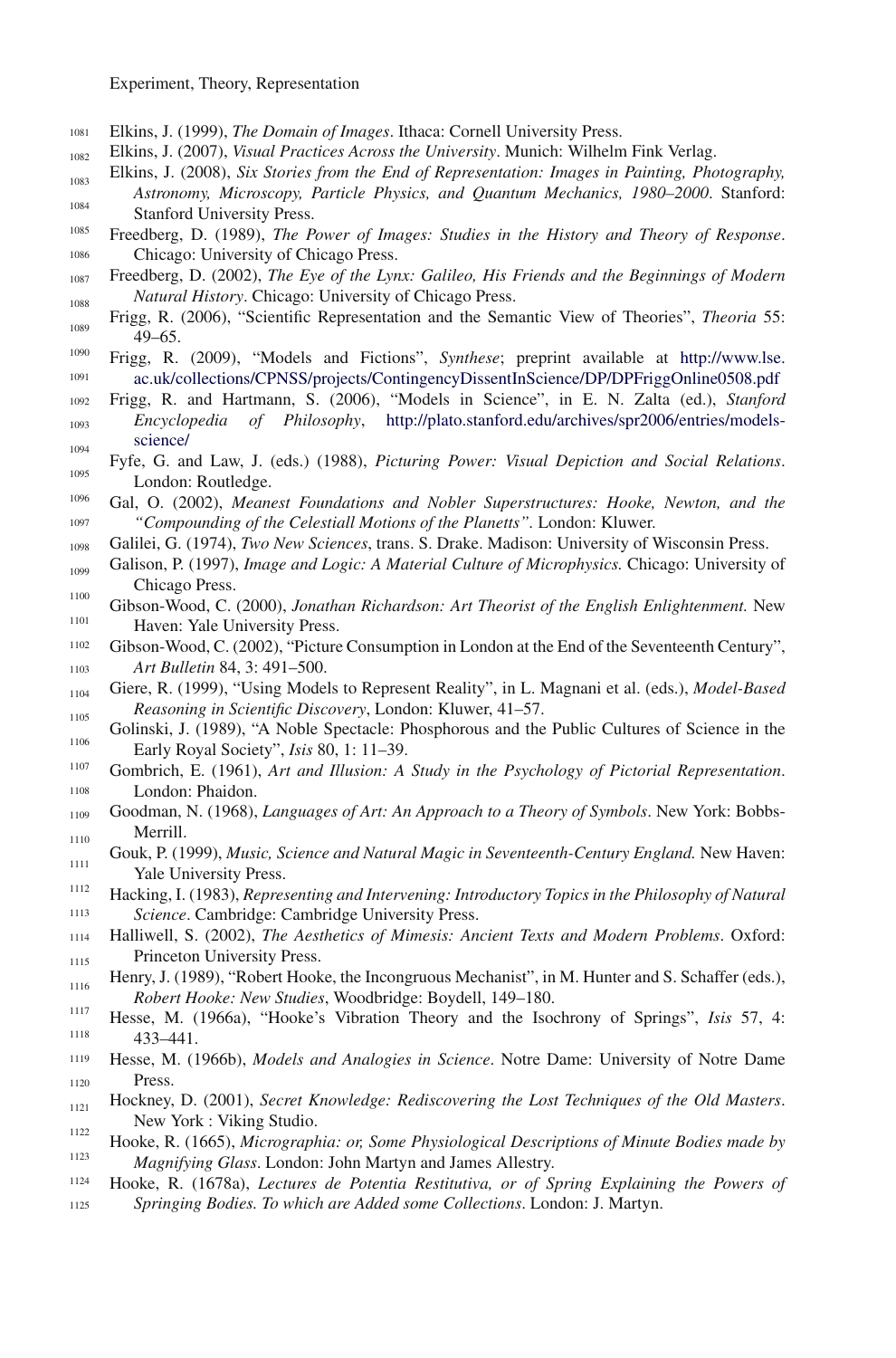Elkins, J. (1999), *The Domain of Images*. Ithaca: Cornell University Press.

Elkins, J. (2007), *Visual Practices Across the University*. Munich: Wilhelm Fink Verlag.

Elkins, J. (2008), *Six Stories from the End of Representation: Images in Painting, Photography, Astronomy, Microscopy, Particle Physics, and Quantum Mechanics, 1980–2000*. Stanford: Stanford University Press.

Freedberg, D. (1989), *The Power of Images: Studies in the History and Theory of Response*. Chicago: University of Chicago Press.

Freedberg, D. (2002), *The Eye of the Lynx: Galileo, His Friends and the Beginnings of Modern Natural History*. Chicago: University of Chicago Press.

Frigg, R. (2006), "Scientific Representation and the Semantic View of Theories", *Theoria* 55: 49–65.

Frigg, R. (2009), "Models and Fictions", *Synthese*; preprint available at http://www.lse.ac.uk/collections/CPNSS/projects/ContingencyDissentInScience/DP/DPFriggOnline0508.pdf

Frigg, R. and Hartmann, S. (2006), "Models in Science", in E. N. Zalta (ed.), *Stanford Encyclopedia of Philosophy*, http://plato.stanford.edu/archives/spr2006/entries/models-science/

Fyfe, G. and Law, J. (eds.) (1988), *Picturing Power: Visual Depiction and Social Relations*. London: Routledge.

Gal, O. (2002), *Meanest Foundations and Nobler Superstructures: Hooke, Newton, and the "Compounding of the Celestiall Motions of the Planetts"*. London: Kluwer.

Galilei, G. (1974), *Two New Sciences*, trans. S. Drake. Madison: University of Wisconsin Press.

Galison, P. (1997), *Image and Logic: A Material Culture of Microphysics.* Chicago: University of Chicago Press.

Gibson-Wood, C. (2000), *Jonathan Richardson: Art Theorist of the English Enlightenment.* New Haven: Yale University Press.

Gibson-Wood, C. (2002), "Picture Consumption in London at the End of the Seventeenth Century", *Art Bulletin* 84, 3: 491–500.

Giere, R. (1999), "Using Models to Represent Reality", in L. Magnani et al. (eds.), *Model-Based Reasoning in Scientific Discovery*, London: Kluwer, 41–57.

Golinski, J. (1989), "A Noble Spectacle: Phosphorous and the Public Cultures of Science in the Early Royal Society", *Isis* 80, 1: 11–39.

Gombrich, E. (1961), *Art and Illusion: A Study in the Psychology of Pictorial Representation*. London: Phaidon.

Goodman, N. (1968), *Languages of Art: An Approach to a Theory of Symbols*. New York: Bobbs-Merrill.

Gouk, P. (1999), *Music, Science and Natural Magic in Seventeenth-Century England.* New Haven: Yale University Press.

Hacking, I. (1983), *Representing and Intervening: Introductory Topics in the Philosophy of Natural Science*. Cambridge: Cambridge University Press.

Halliwell, S. (2002), *The Aesthetics of Mimesis: Ancient Texts and Modern Problems*. Oxford: Princeton University Press.

Henry, J. (1989), "Robert Hooke, the Incongruous Mechanist", in M. Hunter and S. Schaffer (eds.), *Robert Hooke: New Studies*, Woodbridge: Boydell, 149–180.

Hesse, M. (1966a), "Hooke's Vibration Theory and the Isochrony of Springs", *Isis* 57, 4: 433–441.

Hesse, M. (1966b), *Models and Analogies in Science*. Notre Dame: University of Notre Dame Press.

Hockney, D. (2001), *Secret Knowledge: Rediscovering the Lost Techniques of the Old Masters*. New York : Viking Studio.

Hooke, R. (1665), *Micrographia: or, Some Physiological Descriptions of Minute Bodies made by Magnifying Glass*. London: John Martyn and James Allestry.

Hooke, R. (1678a), *Lectures de Potentia Restitutiva, or of Spring Explaining the Powers of Springing Bodies. To which are Added some Collections*. London: J. Martyn.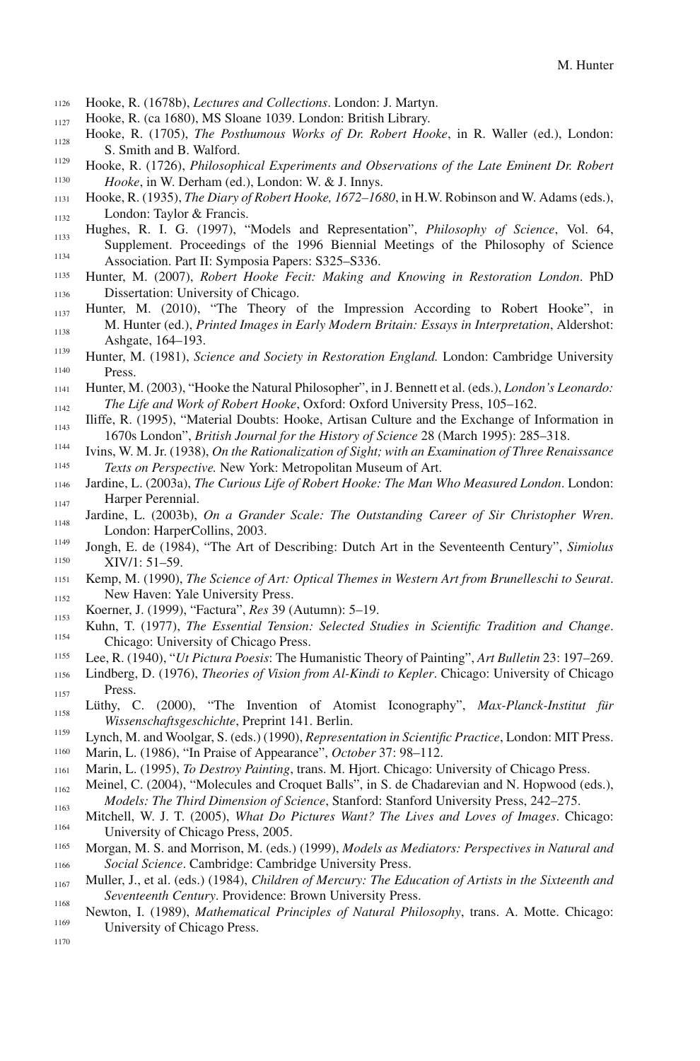Hooke, R. (1678b), *Lectures and Collections*. London: J. Martyn.

Hooke, R. (ca 1680), MS Sloane 1039. London: British Library.

Hooke, R. (1705), *The Posthumous Works of Dr. Robert Hooke*, in R. Waller (ed.), London: S. Smith and B. Walford.

Hooke, R. (1726), *Philosophical Experiments and Observations of the Late Eminent Dr. Robert Hooke*, in W. Derham (ed.), London: W. & J. Innys.

Hooke, R. (1935), *The Diary of Robert Hooke, 1672–1680*, in H.W. Robinson and W. Adams (eds.), London: Taylor & Francis.

Hughes, R. I. G. (1997), "Models and Representation", *Philosophy of Science*, Vol. 64, Supplement. Proceedings of the 1996 Biennial Meetings of the Philosophy of Science Association. Part II: Symposia Papers: S325–S336.

Hunter, M. (2007), *Robert Hooke Fecit: Making and Knowing in Restoration London*. PhD Dissertation: University of Chicago.

Hunter, M. (2010), "The Theory of the Impression According to Robert Hooke", in M. Hunter (ed.), *Printed Images in Early Modern Britain: Essays in Interpretation*, Aldershot: Ashgate, 164–193.

Hunter, M. (1981), *Science and Society in Restoration England.* London: Cambridge University Press.

Hunter, M. (2003), "Hooke the Natural Philosopher", in J. Bennett et al. (eds.), *London's Leonardo: The Life and Work of Robert Hooke*, Oxford: Oxford University Press, 105–162.

Iliffe, R. (1995), "Material Doubts: Hooke, Artisan Culture and the Exchange of Information in 1670s London", *British Journal for the History of Science* 28 (March 1995): 285–318.

Ivins, W. M. Jr. (1938), *On the Rationalization of Sight; with an Examination of Three Renaissance Texts on Perspective.* New York: Metropolitan Museum of Art.

Jardine, L. (2003a), *The Curious Life of Robert Hooke: The Man Who Measured London*. London: Harper Perennial.

Jardine, L. (2003b), *On a Grander Scale: The Outstanding Career of Sir Christopher Wren*. London: HarperCollins, 2003.

Jongh, E. de (1984), "The Art of Describing: Dutch Art in the Seventeenth Century", *Simiolus* XIV/1: 51–59.

Kemp, M. (1990), *The Science of Art: Optical Themes in Western Art from Brunelleschi to Seurat*. New Haven: Yale University Press.

Koerner, J. (1999), "Factura", *Res* 39 (Autumn): 5–19.

Kuhn, T. (1977), *The Essential Tension: Selected Studies in Scientific Tradition and Change*. Chicago: University of Chicago Press.

Lee, R. (1940), "*Ut Pictura Poesis*: The Humanistic Theory of Painting", *Art Bulletin* 23: 197–269.

Lindberg, D. (1976), *Theories of Vision from Al-Kindi to Kepler*. Chicago: University of Chicago Press.

Lüthy, C. (2000), "The Invention of Atomist Iconography", *Max-Planck-Institut für Wissenschaftsgeschichte*, Preprint 141. Berlin.

Lynch, M. and Woolgar, S. (eds.) (1990), *Representation in Scientific Practice*, London: MIT Press.

Marin, L. (1986), "In Praise of Appearance", *October* 37: 98–112.

Marin, L. (1995), *To Destroy Painting*, trans. M. Hjort. Chicago: University of Chicago Press.

Meinel, C. (2004), "Molecules and Croquet Balls", in S. de Chadarevian and N. Hopwood (eds.), *Models: The Third Dimension of Science*, Stanford: Stanford University Press, 242–275.

Mitchell, W. J. T. (2005), *What Do Pictures Want? The Lives and Loves of Images*. Chicago: University of Chicago Press, 2005.

Morgan, M. S. and Morrison, M. (eds.) (1999), *Models as Mediators: Perspectives in Natural and Social Science*. Cambridge: Cambridge University Press.

Muller, J., et al. (eds.) (1984), *Children of Mercury: The Education of Artists in the Sixteenth and Seventeenth Century*. Providence: Brown University Press.

Newton, I. (1989), *Mathematical Principles of Natural Philosophy*, trans. A. Motte. Chicago: University of Chicago Press.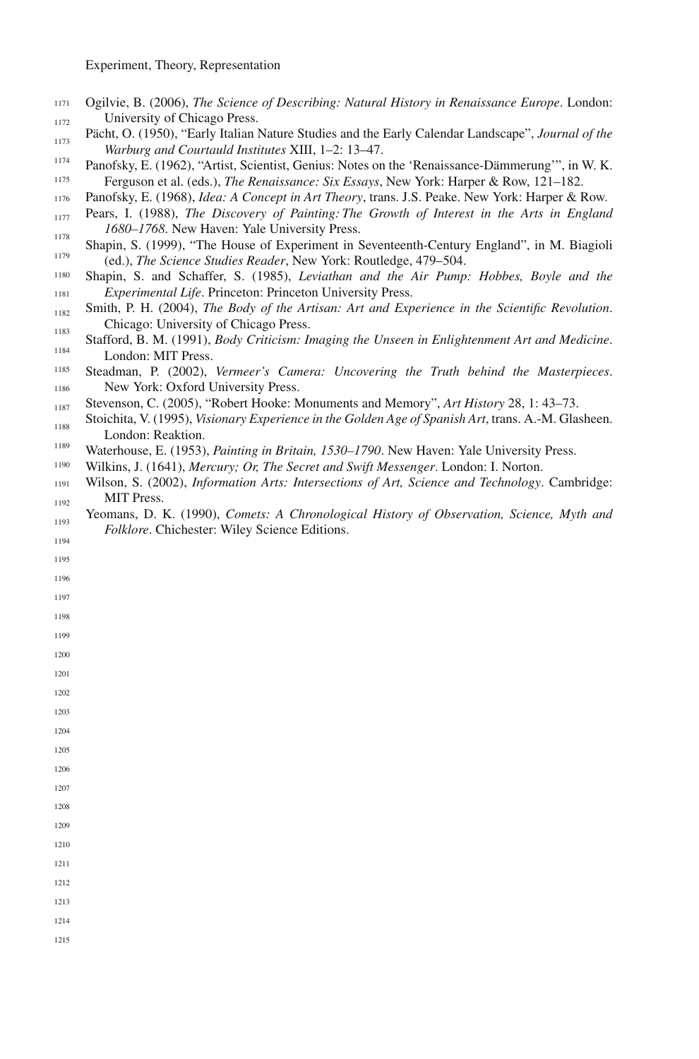Ogilvie, B. (2006), *The Science of Describing: Natural History in Renaissance Europe*. London: University of Chicago Press.

Pächt, O. (1950), "Early Italian Nature Studies and the Early Calendar Landscape", *Journal of the Warburg and Courtauld Institutes* XIII, 1–2: 13–47.

Panofsky, E. (1962), "Artist, Scientist, Genius: Notes on the 'Renaissance-Dämmerung'", in W. K. Ferguson et al. (eds.), *The Renaissance: Six Essays*, New York: Harper & Row, 121–182.

Panofsky, E. (1968), *Idea: A Concept in Art Theory*, trans. J.S. Peake. New York: Harper & Row.

Pears, I. (1988), *The Discovery of Painting: The Growth of Interest in the Arts in England 1680–1768*. New Haven: Yale University Press.

Shapin, S. (1999), "The House of Experiment in Seventeenth-Century England", in M. Biagioli (ed.), *The Science Studies Reader*, New York: Routledge, 479–504.

Shapin, S. and Schaffer, S. (1985), *Leviathan and the Air Pump: Hobbes, Boyle and the Experimental Life*. Princeton: Princeton University Press.

Smith, P. H. (2004), *The Body of the Artisan: Art and Experience in the Scientific Revolution*. Chicago: University of Chicago Press.

Stafford, B. M. (1991), *Body Criticism: Imaging the Unseen in Enlightenment Art and Medicine*. London: MIT Press.

Steadman, P. (2002), *Vermeer's Camera: Uncovering the Truth behind the Masterpieces*. New York: Oxford University Press.

Stevenson, C. (2005), "Robert Hooke: Monuments and Memory", *Art History* 28, 1: 43–73.

Stoichita, V. (1995), *Visionary Experience in the Golden Age of Spanish Art*, trans. A.-M. Glasheen. London: Reaktion.

Waterhouse, E. (1953), *Painting in Britain, 1530–1790*. New Haven: Yale University Press.

Wilkins, J. (1641), *Mercury; Or, The Secret and Swift Messenger*. London: I. Norton.

Wilson, S. (2002), *Information Arts: Intersections of Art, Science and Technology*. Cambridge: MIT Press.

Yeomans, D. K. (1990), *Comets: A Chronological History of Observation, Science, Myth and Folklore*. Chichester: Wiley Science Editions.